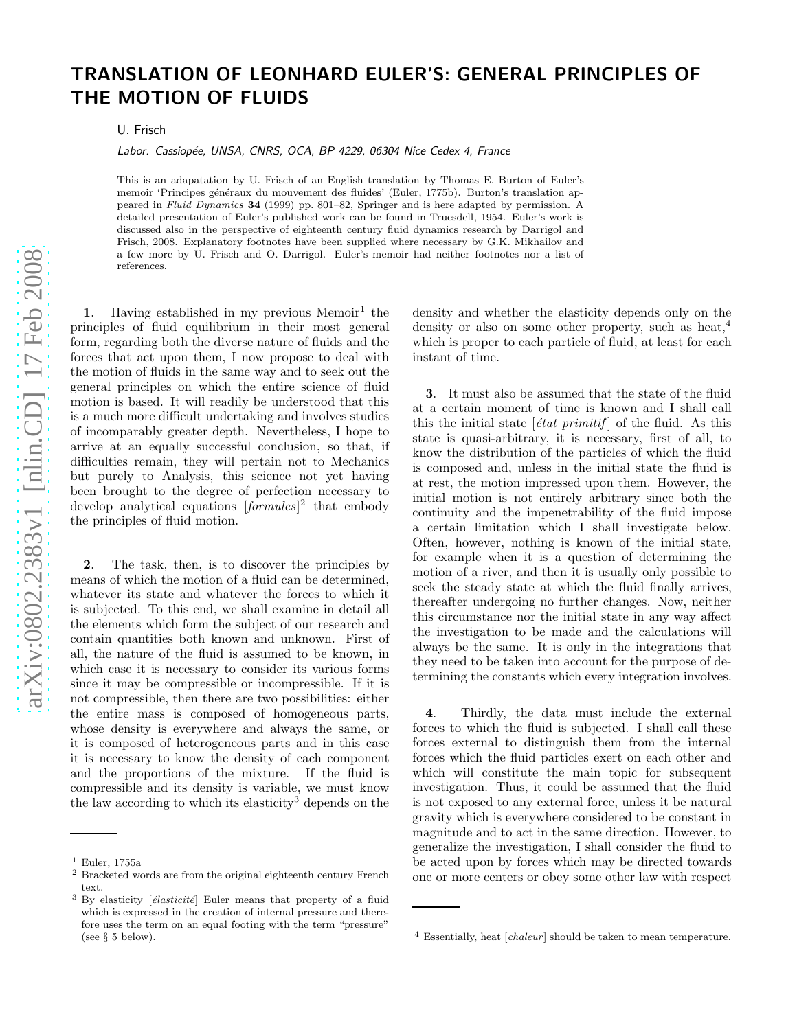# TRANSLATION OF LEONHARD EULER'S: GENERAL PRINCIPLES OF THE MOTION OF FLUIDS

U. Frisch

*Labor. Cassiopée, UNSA, CNRS, OCA, BP 4229, 06304 Nice Cedex 4, France*

This is an adapatation by U. Frisch of an English translation by Thomas E. Burton of Euler's memoir 'Principes généraux du mouvement des fluides' (Euler, 1775b). Burton's translation appeared in *Fluid Dynamics* **34** (1999) pp. 801–82, Springer and is here adapted by permission. A detailed presentation of Euler's published work can be found in Truesdell, 1954. Euler's work is discussed also in the perspective of eighteenth century fluid dynamics research by Darrigol and Frisch, 2008. Explanatory footnotes have been supplied where necessary by G.K. Mikhailov and a few more by U. Frisch and O. Darrigol. Euler's memoir had neither footnotes nor a list of references.

**1**. Having established in my previous Memoir[1] the principles of fluid equilibrium in their most general form, regarding both the diverse nature of fluids and the forces that act upon them, I now propose to deal with the motion of fluids in the same way and to seek out the general principles on which the entire science of fluid motion is based. It will readily be understood that this is a much more difficult undertaking and involves studies of incomparably greater depth. Nevertheless, I hope to arrive at an equally successful conclusion, so that, if difficulties remain, they will pertain not to Mechanics but purely to Analysis, this science not yet having been brought to the degree of perfection necessary to develop analytical equations [*formules*][2] that embody the principles of fluid motion.

**2**. The task, then, is to discover the principles by means of which the motion of a fluid can be determined, whatever its state and whatever the forces to which it is subjected. To this end, we shall examine in detail all the elements which form the subject of our research and contain quantities both known and unknown. First of all, the nature of the fluid is assumed to be known, in which case it is necessary to consider its various forms since it may be compressible or incompressible. If it is not compressible, then there are two possibilities: either the entire mass is composed of homogeneous parts, whose density is everywhere and always the same, or it is composed of heterogeneous parts and in this case it is necessary to know the density of each component and the proportions of the mixture. If the fluid is compressible and its density is variable, we must know the law according to which its elasticity[3] depends on the density and whether the elasticity depends only on the density or also on some other property, such as heat,[4] which is proper to each particle of fluid, at least for each instant of time.

**3**. It must also be assumed that the state of the fluid at a certain moment of time is known and I shall call this the initial state [*état primitif*] of the fluid. As this state is quasi-arbitrary, it is necessary, first of all, to know the distribution of the particles of which the fluid is composed and, unless in the initial state the fluid is at rest, the motion impressed upon them. However, the initial motion is not entirely arbitrary since both the continuity and the impenetrability of the fluid impose a certain limitation which I shall investigate below. Often, however, nothing is known of the initial state, for example when it is a question of determining the motion of a river, and then it is usually only possible to seek the steady state at which the fluid finally arrives, thereafter undergoing no further changes. Now, neither this circumstance nor the initial state in any way affect the investigation to be made and the calculations will always be the same. It is only in the integrations that they need to be taken into account for the purpose of determining the constants which every integration involves.

**4**. Thirdly, the data must include the external forces to which the fluid is subjected. I shall call these forces external to distinguish them from the internal forces which the fluid particles exert on each other and which will constitute the main topic for subsequent investigation. Thus, it could be assumed that the fluid is not exposed to any external force, unless it be natural gravity which is everywhere considered to be constant in magnitude and to act in the same direction. However, to generalize the investigation, I shall consider the fluid to be acted upon by forces which may be directed towards one or more centers or obey some other law with respect

---

[1] Euler, 1755a

[2] Bracketed words are from the original eighteenth century French text.

[3] By elasticity [*élasticité*] Euler means that property of a fluid which is expressed in the creation of internal pressure and therefore uses the term on an equal footing with the term "pressure" (see § 5 below).

[4] Essentially, heat [*chaleur*] should be taken to mean temperature.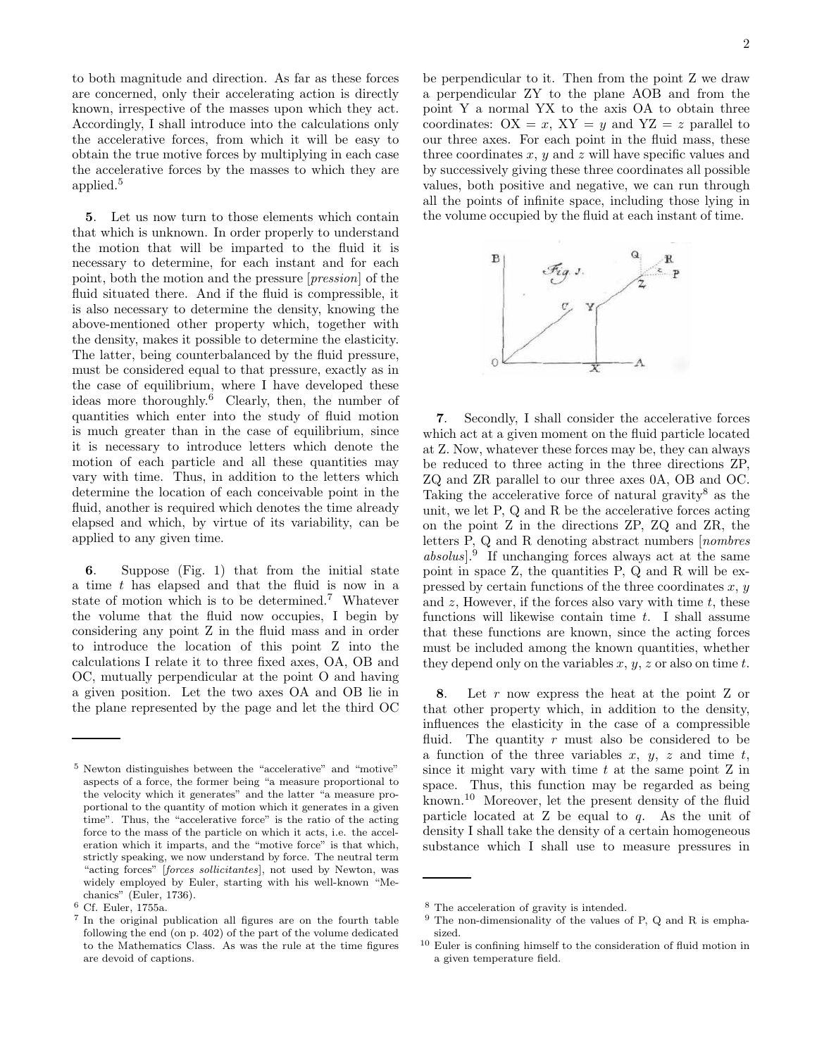to both magnitude and direction. As far as these forces are concerned, only their accelerating action is directly known, irrespective of the masses upon which they act. Accordingly, I shall introduce into the calculations only the accelerative forces, from which it will be easy to obtain the true motive forces by multiplying in each case the accelerative forces by the masses to which they are applied.[5]

**5**. Let us now turn to those elements which contain that which is unknown. In order properly to understand the motion that will be imparted to the fluid it is necessary to determine, for each instant and for each point, both the motion and the pressure [*pression*] of the fluid situated there. And if the fluid is compressible, it is also necessary to determine the density, knowing the above-mentioned other property which, together with the density, makes it possible to determine the elasticity. The latter, being counterbalanced by the fluid pressure, must be considered equal to that pressure, exactly as in the case of equilibrium, where I have developed these ideas more thoroughly.[6] Clearly, then, the number of quantities which enter into the study of fluid motion is much greater than in the case of equilibrium, since it is necessary to introduce letters which denote the motion of each particle and all these quantities may vary with time. Thus, in addition to the letters which determine the location of each conceivable point in the fluid, another is required which denotes the time already elapsed and which, by virtue of its variability, can be applied to any given time.

**6**. Suppose (Fig. 1) that from the initial state a time $t$ has elapsed and that the fluid is now in a state of motion which is to be determined.[7] Whatever the volume that the fluid now occupies, I begin by considering any point Z in the fluid mass and in order to introduce the location of this point Z into the calculations I relate it to three fixed axes, OA, OB and OC, mutually perpendicular at the point O and having a given position. Let the two axes OA and OB lie in the plane represented by the page and let the third OC be perpendicular to it. Then from the point Z we draw a perpendicular ZY to the plane AOB and from the point Y a normal YX to the axis OA to obtain three coordinates: OX = $x$, XY = $y$ and YZ = $z$ parallel to our three axes. For each point in the fluid mass, these three coordinates $x$, $y$ and $z$ will have specific values and by successively giving these three coordinates all possible values, both positive and negative, we can run through all the points of infinite space, including those lying in the volume occupied by the fluid at each instant of time.

**7**. Secondly, I shall consider the accelerative forces which act at a given moment on the fluid particle located at Z. Now, whatever these forces may be, they can always be reduced to three acting in the three directions ZP, ZQ and ZR parallel to our three axes 0A, OB and OC. Taking the accelerative force of natural gravity[8] as the unit, we let P, Q and R be the accelerative forces acting on the point Z in the directions ZP, ZQ and ZR, the letters P, Q and R denoting abstract numbers [*nombres absolus*].[9] If unchanging forces always act at the same point in space Z, the quantities P, Q and R will be expressed by certain functions of the three coordinates $x$, $y$ and $z$, However, if the forces also vary with time $t$, these functions will likewise contain time $t$. I shall assume that these functions are known, since the acting forces must be included among the known quantities, whether they depend only on the variables $x$, $y$, $z$ or also on time $t$.

**8**. Let $r$ now express the heat at the point Z or that other property which, in addition to the density, influences the elasticity in the case of a compressible fluid. The quantity $r$ must also be considered to be a function of the three variables $x$, $y$, $z$ and time $t$, since it might vary with time $t$ at the same point Z in space. Thus, this function may be regarded as being known.[10] Moreover, let the present density of the fluid particle located at Z be equal to $q$. As the unit of density I shall take the density of a certain homogeneous substance which I shall use to measure pressures in

---

[5] Newton distinguishes between the "accelerative" and "motive" aspects of a force, the former being "a measure proportional to the velocity which it generates" and the latter "a measure proportional to the quantity of motion which it generates in a given time". Thus, the "accelerative force" is the ratio of the acting force to the mass of the particle on which it acts, i.e. the acceleration which it imparts, and the "motive force" is that which, strictly speaking, we now understand by force. The neutral term "acting forces" [*forces sollicitantes*], not used by Newton, was widely employed by Euler, starting with his well-known "Mechanics" (Euler, 1736).

[6] Cf. Euler, 1755a.

[7] In the original publication all figures are on the fourth table following the end (on p. 402) of the part of the volume dedicated to the Mathematics Class. As was the rule at the time figures are devoid of captions.

[8] The acceleration of gravity is intended.

[9] The non-dimensionality of the values of P, Q and R is emphasized.

[10] Euler is confining himself to the consideration of fluid motion in a given temperature field.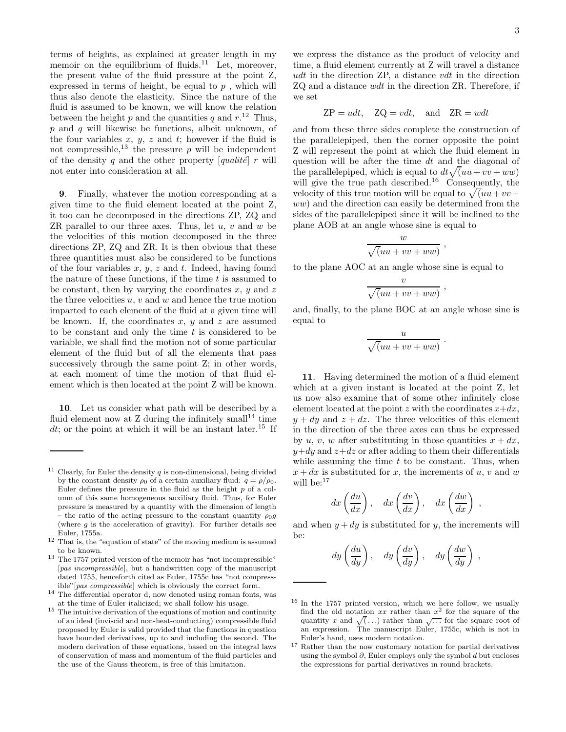terms of heights, as explained at greater length in my memoir on the equilibrium of fluids.[11] Let, moreover, the present value of the fluid pressure at the point Z, expressed in terms of height, be equal to $p$ , which will thus also denote the elasticity. Since the nature of the fluid is assumed to be known, we will know the relation between the height $p$ and the quantities $q$ and $r$.[12] Thus, $p$ and $q$ will likewise be functions, albeit unknown, of the four variables $x$, $y$, $z$ and $t$; however if the fluid is not compressible,[13] the pressure $p$ will be independent of the density $q$ and the other property [*qualité*] $r$ will not enter into consideration at all.

**9**. Finally, whatever the motion corresponding at a given time to the fluid element located at the point Z, it too can be decomposed in the directions ZP, ZQ and ZR parallel to our three axes. Thus, let $u$, $v$ and $w$ be the velocities of this motion decomposed in the three directions ZP, ZQ and ZR. It is then obvious that these three quantities must also be considered to be functions of the four variables $x$, $y$, $z$ and $t$. Indeed, having found the nature of these functions, if the time $t$ is assumed to be constant, then by varying the coordinates $x$, $y$ and $z$ the three velocities $u$, $v$ and $w$ and hence the true motion imparted to each element of the fluid at a given time will be known. If, the coordinates $x$, $y$ and $z$ are assumed to be constant and only the time $t$ is considered to be variable, we shall find the motion not of some particular element of the fluid but of all the elements that pass successively through the same point Z; in other words, at each moment of time the motion of that fluid element which is then located at the point Z will be known.

**10**. Let us consider what path will be described by a fluid element now at Z during the infinitely small[14] time $dt$; or the point at which it will be an instant later.[15] If we express the distance as the product of velocity and time, a fluid element currently at Z will travel a distance $udt$ in the direction ZP, a distance $vdt$ in the direction ZQ and a distance $wdt$ in the direction ZR. Therefore, if we set

$$\mathrm{ZP} = udt, \quad \mathrm{ZQ} = vdt, \quad \text{and} \quad \mathrm{ZR} = wdt$$

and from these three sides complete the construction of the parallelepiped, then the corner opposite the point Z will represent the point at which the fluid element in question will be after the time $dt$ and the diagonal of the parallelepiped, which is equal to $dt\sqrt{(uu+vv+ww)}$ will give the true path described.[16] Consequently, the velocity of this true motion will be equal to $\sqrt{(uu+vv+ww)}$ and the direction can easily be determined from the sides of the parallelepiped since it will be inclined to the plane AOB at an angle whose sine is equal to

$$\frac{w}{\sqrt{(uu+vv+ww)}}\ ,$$

to the plane AOC at an angle whose sine is equal to

$$\frac{v}{\sqrt{(uu+vv+ww)}}\ ,$$

and, finally, to the plane BOC at an angle whose sine is equal to

$$\frac{u}{\sqrt{(uu+vv+ww)}}\ .$$

**11**. Having determined the motion of a fluid element which at a given instant is located at the point Z, let us now also examine that of some other infinitely close element located at the point $z$ with the coordinates $x+dx$, $y+dy$ and $z+dz$. The three velocities of this element in the direction of the three axes can thus be expressed by $u$, $v$, $w$ after substituting in those quantities $x+dx$, $y+dy$ and $z+dz$ or after adding to them their differentials while assuming the time $t$ to be constant. Thus, when $x+dx$ is substituted for $x$, the increments of $u$, $v$ and $w$ will be:[17]

$$dx\left(\frac{du}{dx}\right), \quad dx\left(\frac{dv}{dx}\right), \quad dx\left(\frac{dw}{dx}\right)\ ,$$

and when $y+dy$ is substituted for $y$, the increments will be:

$$dy\left(\frac{du}{dy}\right), \quad dy\left(\frac{dv}{dy}\right), \quad dy\left(\frac{dw}{dy}\right)\ ,$$

---

[11] Clearly, for Euler the density $q$ is non-dimensional, being divided by the constant density $\rho_0$ of a certain auxiliary fluid: $q = \rho/\rho_0$. Euler defines the pressure in the fluid as the height $p$ of a column of this same homogeneous auxiliary fluid. Thus, for Euler pressure is measured by a quantity with the dimension of length – the ratio of the acting pressure to the constant quantity $\rho_0 g$ (where $g$ is the acceleration of gravity). For further details see Euler, 1755a.

[12] That is, the "equation of state" of the moving medium is assumed to be known.

[13] The 1757 printed version of the memoir has "not incompressible" [*pas incompressible*], but a handwritten copy of the manuscript dated 1755, henceforth cited as Euler, 1755c has "not compressible"[*pas compressible*] which is obviously the correct form.

[14] The differential operator d, now denoted using roman fonts, was at the time of Euler italicized; we shall follow his usage.

[15] The intuitive derivation of the equations of motion and continuity of an ideal (inviscid and non-heat-conducting) compressible fluid proposed by Euler is valid provided that the functions in question have bounded derivatives, up to and including the second. The modern derivation of these equations, based on the integral laws of conservation of mass and momentum of the fluid particles and the use of the Gauss theorem, is free of this limitation.

[16] In the 1757 printed version, which we here follow, we usually find the old notation $xx$ rather than $x^2$ for the square of the quantity $x$ and $\sqrt{(\dots)}$ rather than $\sqrt{\dots}$ for the square root of an expression. The manuscript Euler, 1755c, which is not in Euler's hand, uses modern notation.

[17] Rather than the now customary notation for partial derivatives using the symbol $\partial$, Euler employs only the symbol $d$ but encloses the expressions for partial derivatives in round brackets.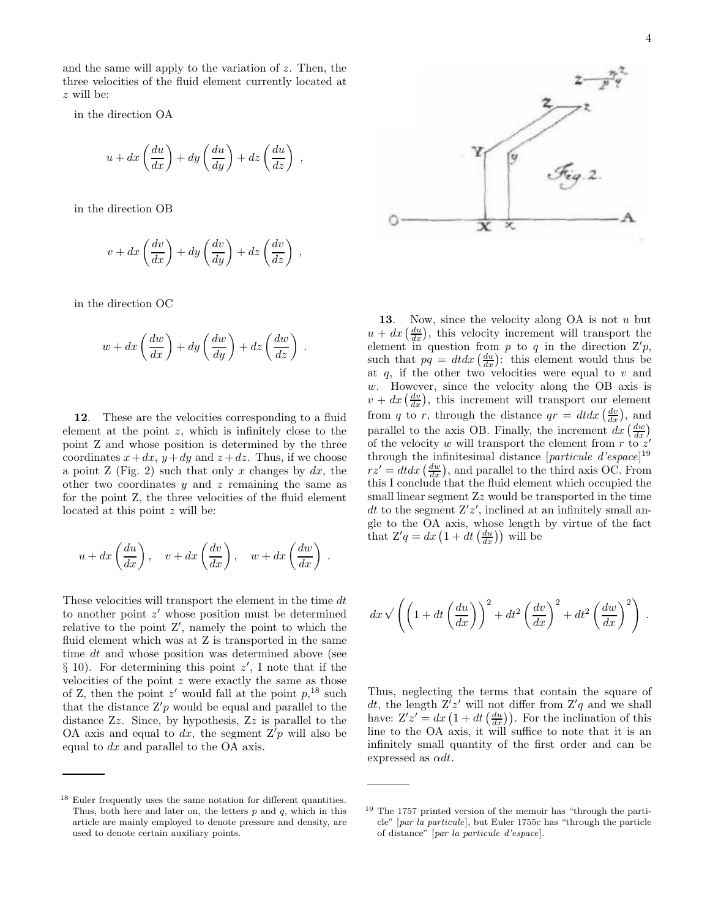and the same will apply to the variation of $z$. Then, the three velocities of the fluid element currently located at $z$ will be:

in the direction OA

$$u + dx\left(\frac{du}{dx}\right) + dy\left(\frac{du}{dy}\right) + dz\left(\frac{du}{dz}\right) ,$$

in the direction OB

$$v + dx\left(\frac{dv}{dx}\right) + dy\left(\frac{dv}{dy}\right) + dz\left(\frac{dv}{dz}\right) ,$$

in the direction OC

$$w + dx\left(\frac{dw}{dx}\right) + dy\left(\frac{dw}{dy}\right) + dz\left(\frac{dw}{dz}\right) .$$

**12**. These are the velocities corresponding to a fluid element at the point $z$, which is infinitely close to the point Z and whose position is determined by the three coordinates $x+dx$, $y+dy$ and $z+dz$. Thus, if we choose a point Z (Fig. 2) such that only $x$ changes by $dx$, the other two coordinates $y$ and $z$ remaining the same as for the point Z, the three velocities of the fluid element located at this point $z$ will be:

$$u + dx\left(\frac{du}{dx}\right), \quad v + dx\left(\frac{dv}{dx}\right), \quad w + dx\left(\frac{dw}{dx}\right) .$$

These velocities will transport the element in the time $dt$ to another point $z'$ whose position must be determined relative to the point Z′, namely the point to which the fluid element which was at Z is transported in the same time $dt$ and whose position was determined above (see § 10). For determining this point $z'$, I note that if the velocities of the point $z$ were exactly the same as those of Z, then the point $z'$ would fall at the point $p$,[18] such that the distance Z′$p$ would be equal and parallel to the distance Z$z$. Since, by hypothesis, Z$z$ is parallel to the OA axis and equal to $dx$, the segment Z′$p$ will also be equal to $dx$ and parallel to the OA axis.

**13**. Now, since the velocity along OA is not $u$ but $u + dx\left(\frac{du}{dx}\right)$, this velocity increment will transport the element in question from $p$ to $q$ in the direction Z′$p$, such that $pq = dtdx\left(\frac{du}{dx}\right)$: this element would thus be at $q$, if the other two velocities were equal to $v$ and $w$. However, since the velocity along the OB axis is $v + dx\left(\frac{dv}{dx}\right)$, this increment will transport our element from $q$ to $r$, through the distance $qr = dtdx\left(\frac{dv}{dx}\right)$, and parallel to the axis OB. Finally, the increment $dx\left(\frac{dw}{dx}\right)$ of the velocity $w$ will transport the element from $r$ to $z'$ through the infinitesimal distance [*particule d'espace*][19] $rz' = dtdx\left(\frac{dw}{dx}\right)$, and parallel to the third axis OC. From this I conclude that the fluid element which occupied the small linear segment Z$z$ would be transported in the time $dt$ to the segment Z′$z'$, inclined at an infinitely small angle to the OA axis, whose length by virtue of the fact that Z′$q = dx\left(1 + dt\left(\frac{du}{dx}\right)\right)$ will be

$$dx\sqrt{\left(\left(1 + dt\left(\frac{du}{dx}\right)\right)^2 + dt^2\left(\frac{dv}{dx}\right)^2 + dt^2\left(\frac{dw}{dx}\right)^2\right)} .$$

Thus, neglecting the terms that contain the square of $dt$, the length Z′$z'$ will not differ from Z′$q$ and we shall have: Z′$z' = dx\left(1 + dt\left(\frac{du}{dx}\right)\right)$. For the inclination of this line to the OA axis, it will suffice to note that it is an infinitely small quantity of the first order and can be expressed as $\alpha dt$.

---

[18] Euler frequently uses the same notation for different quantities. Thus, both here and later on, the letters $p$ and $q$, which in this article are mainly employed to denote pressure and density, are used to denote certain auxiliary points.

[19] The 1757 printed version of the memoir has "through the particle" [*par la particule*], but Euler 1755c has "through the particle of distance" [*par la particule d'espace*].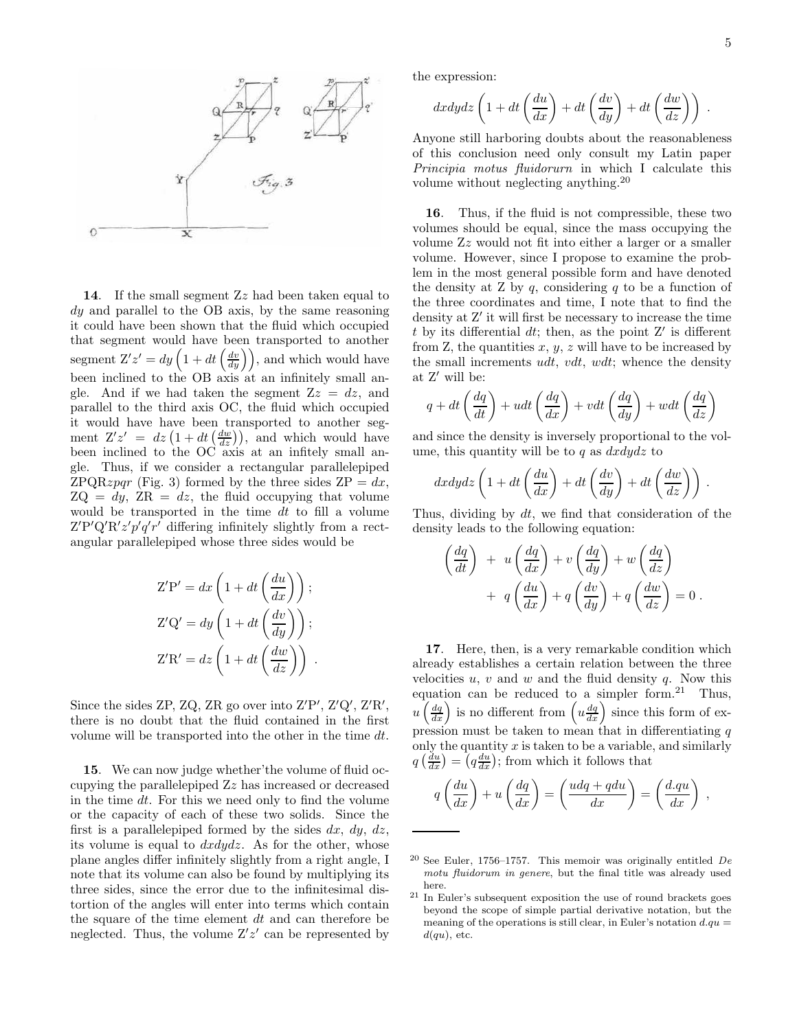**14**. If the small segment Z$z$ had been taken equal to $dy$ and parallel to the OB axis, by the same reasoning it could have been shown that the fluid which occupied that segment would have been transported to another segment $\mathrm{Z}'z' = dy\left(1 + dt\left(\frac{dv}{dy}\right)\right)$, and which would have been inclined to the OB axis at an infinitely small angle. And if we had taken the segment $\mathrm{Z}z = dz$, and parallel to the third axis OC, the fluid which occupied it would have have been transported to another segment $\mathrm{Z}'z' = dz\left(1 + dt\left(\frac{dw}{dz}\right)\right)$, and which would have been inclined to the OC axis at an infitely small angle. Thus, if we consider a rectangular parallelepiped ZPQR$zpqr$ (Fig. 3) formed by the three sides ZP $= dx$, ZQ $= dy$, ZR $= dz$, the fluid occupying that volume would be transported in the time $dt$ to fill a volume Z′P′Q′R′$z'p'q'r'$ differing infinitely slightly from a rectangular parallelepiped whose three sides would be

$$\mathrm{Z'P'} = dx\left(1 + dt\left(\frac{du}{dx}\right)\right);$$

$$\mathrm{Z'Q'} = dy\left(1 + dt\left(\frac{dv}{dy}\right)\right);$$

$$\mathrm{Z'R'} = dz\left(1 + dt\left(\frac{dw}{dz}\right)\right)\ .$$

Since the sides ZP, ZQ, ZR go over into Z′P′, Z′Q′, Z′R′, there is no doubt that the fluid contained in the first volume will be transported into the other in the time $dt$.

**15**. We can now judge whether'the volume of fluid occupying the parallelepiped Z$z$ has increased or decreased in the time $dt$. For this we need only to find the volume or the capacity of each of these two solids. Since the first is a parallelepiped formed by the sides $dx$, $dy$, $dz$, its volume is equal to $dxdydz$. As for the other, whose plane angles differ infinitely slightly from a right angle, I note that its volume can also be found by multiplying its three sides, since the error due to the infinitesimal distortion of the angles will enter into terms which contain the square of the time element $dt$ and can therefore be neglected. Thus, the volume Z′$z'$ can be represented by the expression:

$$dxdydz\left(1 + dt\left(\frac{du}{dx}\right) + dt\left(\frac{dv}{dy}\right) + dt\left(\frac{dw}{dz}\right)\right)\ .$$

Anyone still harboring doubts about the reasonableness of this conclusion need only consult my Latin paper *Principia motus fluidorurn* in which I calculate this volume without neglecting anything.[20]

**16**. Thus, if the fluid is not compressible, these two volumes should be equal, since the mass occupying the volume Z$z$ would not fit into either a larger or a smaller volume. However, since I propose to examine the problem in the most general possible form and have denoted the density at Z by $q$, considering $q$ to be a function of the three coordinates and time, I note that to find the density at Z′ it will first be necessary to increase the time $t$ by its differential $dt$; then, as the point Z′ is different from Z, the quantities $x$, $y$, $z$ will have to be increased by the small increments $udt$, $vdt$, $wdt$; whence the density at Z′ will be:

$$q + dt\left(\frac{dq}{dt}\right) + udt\left(\frac{dq}{dx}\right) + vdt\left(\frac{dq}{dy}\right) + wdt\left(\frac{dq}{dz}\right)$$

and since the density is inversely proportional to the volume, this quantity will be to $q$ as $dxdydz$ to

$$dxdydz\left(1 + dt\left(\frac{du}{dx}\right) + dt\left(\frac{dv}{dy}\right) + dt\left(\frac{dw}{dz}\right)\right)\ .$$

Thus, dividing by $dt$, we find that consideration of the density leads to the following equation:

$$\left(\frac{dq}{dt}\right) + u\left(\frac{dq}{dx}\right) + v\left(\frac{dq}{dy}\right) + w\left(\frac{dq}{dz}\right) + q\left(\frac{du}{dx}\right) + q\left(\frac{dv}{dy}\right) + q\left(\frac{dw}{dz}\right) = 0\ .$$

**17**. Here, then, is a very remarkable condition which already establishes a certain relation between the three velocities $u$, $v$ and $w$ and the fluid density $q$. Now this equation can be reduced to a simpler form.[21] Thus, $u\left(\frac{dq}{dx}\right)$ is no different from $\left(u\frac{dq}{dx}\right)$ since this form of expression must be taken to mean that in differentiating $q$ only the quantity $x$ is taken to be a variable, and similarly $q\left(\frac{du}{dx}\right) = \left(q\frac{du}{dx}\right)$; from which it follows that

$$q\left(\frac{du}{dx}\right) + u\left(\frac{dq}{dx}\right) = \left(\frac{udq + qdu}{dx}\right) = \left(\frac{d.qu}{dx}\right)\ ,$$

---

[20] See Euler, 1756–1757. This memoir was originally entitled *De motu fluidorum in genere*, but the final title was already used here.

[21] In Euler's subsequent exposition the use of round brackets goes beyond the scope of simple partial derivative notation, but the meaning of the operations is still clear, in Euler's notation $d.qu = d(qu)$, etc.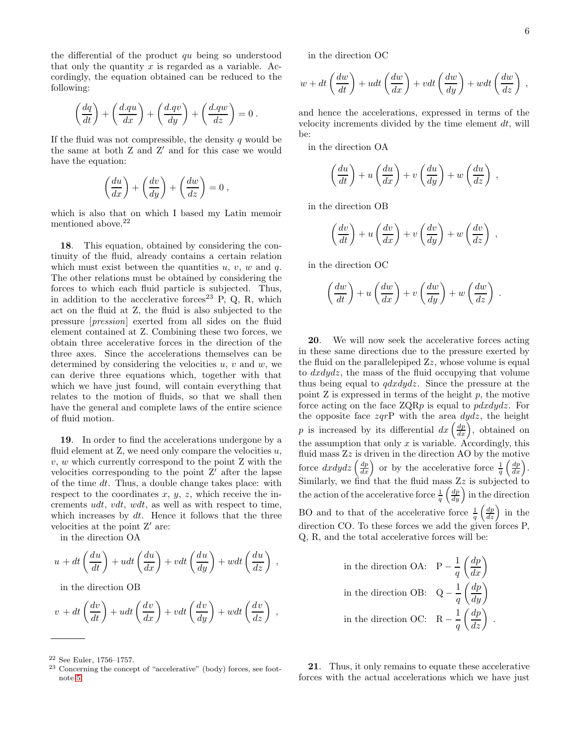the differential of the product $qu$ being so understood that only the quantity $x$ is regarded as a variable. Accordingly, the equation obtained can be reduced to the following:

$$\left(\frac{dq}{dt}\right) + \left(\frac{d.qu}{dx}\right) + \left(\frac{d.qv}{dy}\right) + \left(\frac{d.qw}{dz}\right) = 0\,.$$

If the fluid was not compressible, the density $q$ would be the same at both Z and Z′ and for this case we would have the equation:

$$\left(\frac{du}{dx}\right) + \left(\frac{dv}{dy}\right) + \left(\frac{dw}{dz}\right) = 0\,,$$

which is also that on which I based my Latin memoir mentioned above.[22]

**18**. This equation, obtained by considering the continuity of the fluid, already contains a certain relation which must exist between the quantities $u$, $v$, $w$ and $q$. The other relations must be obtained by considering the forces to which each fluid particle is subjected. Thus, in addition to the accclerative forces[23] P, Q, R, which act on the fluid at Z, the fluid is also subjected to the pressure [*pression*] exerted from all sides on the fluid element contained at Z. Combining these two forces, we obtain three accelerative forces in the direction of the three axes. Since the accelerations themselves can be determined by considering the velocities $u$, $v$ and $w$, we can derive three equations which, together with that which we have just found, will contain everything that relates to the motion of fluids, so that we shall then have the general and complete laws of the entire science of fluid motion.

**19**. In order to find the accelerations undergone by a fluid element at Z, we need only compare the velocities $u$, $v$, $w$ which currently correspond to the point Z with the velocities corresponding to the point Z′ after the lapse of the time $dt$. Thus, a double change takes place: with respect to the coordinates $x$, $y$, $z$, which receive the increments $udt$, $vdt$, $wdt$, as well as with respect to time, which increases by $dt$. Hence it follows that the three velocities at the point Z′ are:

in the direction OA

$$u + dt\left(\frac{du}{dt}\right) + udt\left(\frac{du}{dx}\right) + vdt\left(\frac{du}{dy}\right) + wdt\left(\frac{du}{dz}\right)\,,$$

in the direction OB

$$v + dt\left(\frac{dv}{dt}\right) + udt\left(\frac{dv}{dx}\right) + vdt\left(\frac{dv}{dy}\right) + wdt\left(\frac{dv}{dz}\right)\,,$$

in the direction OC

$$w + dt\left(\frac{dw}{dt}\right) + udt\left(\frac{dw}{dx}\right) + vdt\left(\frac{dw}{dy}\right) + wdt\left(\frac{dw}{dz}\right)\,,$$

and hence the accelerations, expressed in terms of the velocity increments divided by the time element $dt$, will be:

in the direction OA

$$\left(\frac{du}{dt}\right) + u\left(\frac{du}{dx}\right) + v\left(\frac{du}{dy}\right) + w\left(\frac{du}{dz}\right)\,,$$

in the direction OB

$$\left(\frac{dv}{dt}\right) + u\left(\frac{dv}{dx}\right) + v\left(\frac{dv}{dy}\right) + w\left(\frac{dv}{dz}\right)\,,$$

in the direction OC

$$\left(\frac{dw}{dt}\right) + u\left(\frac{dw}{dx}\right) + v\left(\frac{dw}{dy}\right) + w\left(\frac{dw}{dz}\right)\,.$$

**20**. We will now seek the accelerative forces acting in these same directions due to the pressure exerted by the fluid on the parallelepiped Z$z$, whose volume is equal to $dxdydz$, the mass of the fluid occupying that volume thus being equal to $qdxdydz$. Since the pressure at the point Z is expressed in terms of the height $p$, the motive force acting on the face ZQR$p$ is equal to $pdxdydz$. For the opposite face $zqr$P with the area $dydz$, the height $p$ is increased by its differential $dx\left(\frac{dp}{dx}\right)$, obtained on the assumption that only $x$ is variable. Accordingly, this fluid mass Z$z$ is driven in the direction AO by the motive force $dxdydz\left(\frac{dp}{dx}\right)$ or by the accelerative force $\frac{1}{q}\left(\frac{dp}{dx}\right)$. Similarly, we find that the fluid mass Z$z$ is subjected to the action of the accelerative force $\frac{1}{q}\left(\frac{dp}{dy}\right)$ in the direction BO and to that of the accelerative force $\frac{1}{q}\left(\frac{dp}{dz}\right)$ in the direction CO. To these forces we add the given forces P, Q, R, and the total accelerative forces will be:

$$\text{in the direction OA:}\quad \text{P} - \frac{1}{q}\left(\frac{dp}{dx}\right)$$

$$\text{in the direction OB:}\quad \text{Q} - \frac{1}{q}\left(\frac{dp}{dy}\right)$$

$$\text{in the direction OC:}\quad \text{R} - \frac{1}{q}\left(\frac{dp}{dz}\right)\,.$$

**21**. Thus, it only remains to equate these accelerative forces with the actual accelerations which we have just

---

[22] See Euler, 1756–1757.

[23] Concerning the concept of "accelerative" (body) forces, see footnote 5.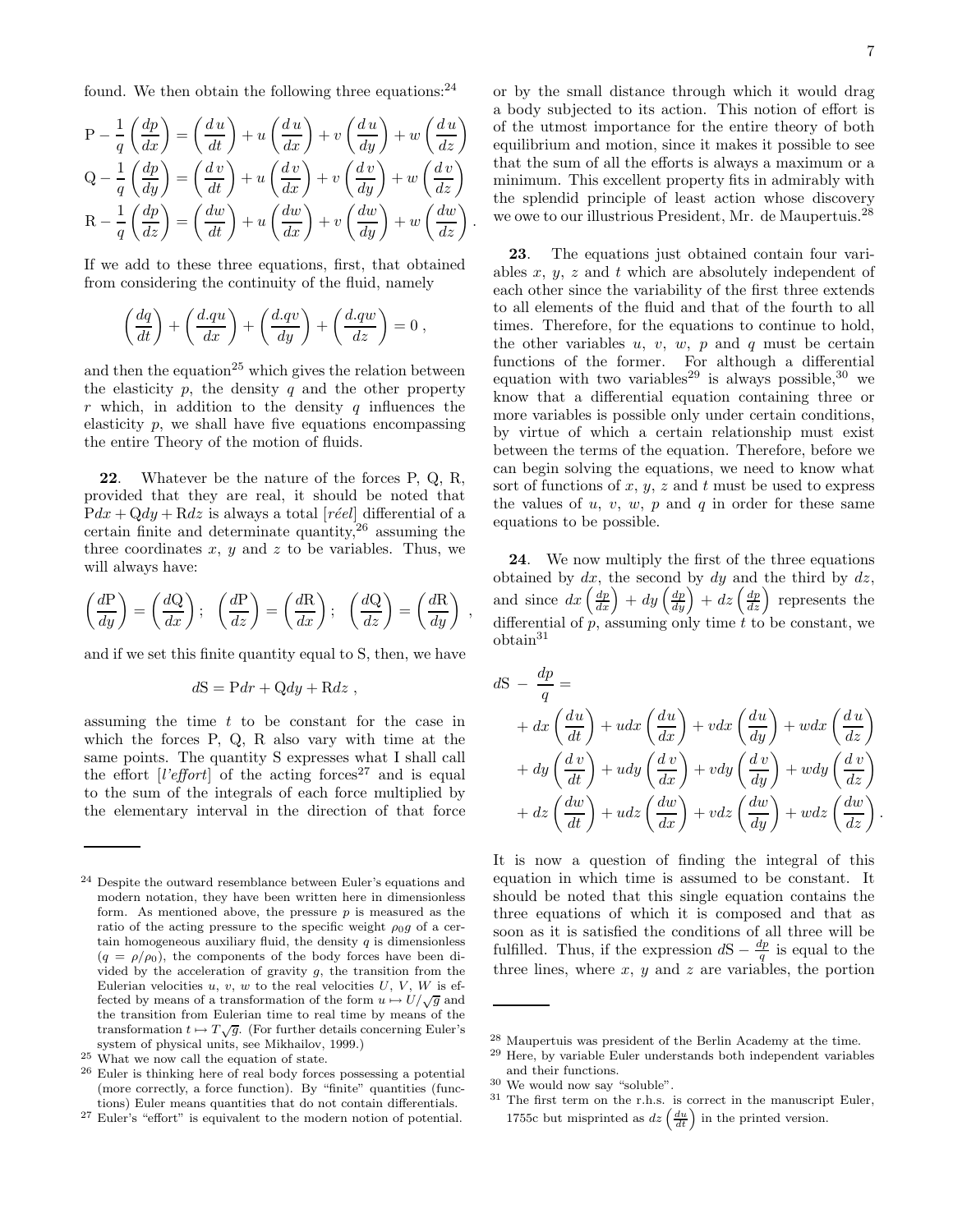found. We then obtain the following three equations:[24]

$$\mathrm{P} - \frac{1}{q}\left(\frac{dp}{dx}\right) = \left(\frac{d\,u}{dt}\right) + u\left(\frac{d\,u}{dx}\right) + v\left(\frac{d\,u}{dy}\right) + w\left(\frac{d\,u}{dz}\right)$$

$$\mathrm{Q} - \frac{1}{q}\left(\frac{dp}{dy}\right) = \left(\frac{d\,v}{dt}\right) + u\left(\frac{d\,v}{dx}\right) + v\left(\frac{d\,v}{dy}\right) + w\left(\frac{d\,v}{dz}\right)$$

$$\mathrm{R} - \frac{1}{q}\left(\frac{dp}{dz}\right) = \left(\frac{dw}{dt}\right) + u\left(\frac{dw}{dx}\right) + v\left(\frac{dw}{dy}\right) + w\left(\frac{dw}{dz}\right).$$

If we add to these three equations, first, that obtained from considering the continuity of the fluid, namely

$$\left(\frac{dq}{dt}\right) + \left(\frac{d.qu}{dx}\right) + \left(\frac{d.qv}{dy}\right) + \left(\frac{d.qw}{dz}\right) = 0\,,$$

and then the equation[25] which gives the relation between the elasticity $p$, the density $q$ and the other property $r$ which, in addition to the density $q$ influences the elasticity $p$, we shall have five equations encompassing the entire Theory of the motion of fluids.

**22**. Whatever be the nature of the forces P, Q, R, provided that they are real, it should be noted that $\mathrm{P}dx + \mathrm{Q}dy + \mathrm{R}dz$ is always a total [*réel*] differential of a certain finite and determinate quantity,[26] assuming the three coordinates $x$, $y$ and $z$ to be variables. Thus, we will always have:

$$\left(\frac{d\mathrm{P}}{dy}\right) = \left(\frac{d\mathrm{Q}}{dx}\right);\;\; \left(\frac{d\mathrm{P}}{dz}\right) = \left(\frac{d\mathrm{R}}{dx}\right);\;\; \left(\frac{d\mathrm{Q}}{dz}\right) = \left(\frac{d\mathrm{R}}{dy}\right)\,,$$

and if we set this finite quantity equal to S, then, we have

$$d\mathrm{S} = \mathrm{P}dr + \mathrm{Q}dy + \mathrm{R}dz\,,$$

assuming the time $t$ to be constant for the case in which the forces P, Q, R also vary with time at the same points. The quantity S expresses what I shall call the effort [*l'effort*] of the acting forces[27] and is equal to the sum of the integrals of each force multiplied by the elementary interval in the direction of that force or by the small distance through which it would drag a body subjected to its action. This notion of effort is of the utmost importance for the entire theory of both equilibrium and motion, since it makes it possible to see that the sum of all the efforts is always a maximum or a minimum. This excellent property fits in admirably with the splendid principle of least action whose discovery we owe to our illustrious President, Mr. de Maupertuis.[28]

**23**. The equations just obtained contain four variables $x$, $y$, $z$ and $t$ which are absolutely independent of each other since the variability of the first three extends to all elements of the fluid and that of the fourth to all times. Therefore, for the equations to continue to hold, the other variables $u$, $v$, $w$, $p$ and $q$ must be certain functions of the former. For although a differential equation with two variables[29] is always possible,[30] we know that a differential equation containing three or more variables is possible only under certain conditions, by virtue of which a certain relationship must exist between the terms of the equation. Therefore, before we can begin solving the equations, we need to know what sort of functions of $x$, $y$, $z$ and $t$ must be used to express the values of $u$, $v$, $w$, $p$ and $q$ in order for these same equations to be possible.

**24**. We now multiply the first of the three equations obtained by $dx$, the second by $dy$ and the third by $dz$, and since $dx\left(\frac{dp}{dx}\right) + dy\left(\frac{dp}{dy}\right) + dz\left(\frac{dp}{dz}\right)$ represents the differential of $p$, assuming only time $t$ to be constant, we obtain[31]

$$\begin{aligned} d\mathrm{S} \,-\, \frac{dp}{q} = & \\ & + dx\left(\frac{du}{dt}\right) + udx\left(\frac{du}{dx}\right) + vdx\left(\frac{du}{dy}\right) + wdx\left(\frac{d\,u}{dz}\right) \\ & + dy\left(\frac{d\,v}{dt}\right) + udy\left(\frac{d\,v}{dx}\right) + vdy\left(\frac{d\,v}{dy}\right) + wdy\left(\frac{d\,v}{dz}\right) \\ & + dz\left(\frac{dw}{dt}\right) + udz\left(\frac{dw}{dx}\right) + vdz\left(\frac{dw}{dy}\right) + wdz\left(\frac{dw}{dz}\right). \end{aligned}$$

It is now a question of finding the integral of this equation in which time is assumed to be constant. It should be noted that this single equation contains the three equations of which it is composed and that as soon as it is satisfied the conditions of all three will be fulfilled. Thus, if the expression $d\mathrm{S} - \frac{dp}{q}$ is equal to the three lines, where $x$, $y$ and $z$ are variables, the portion

---

[24] Despite the outward resemblance between Euler's equations and modern notation, they have been written here in dimensionless form. As mentioned above, the pressure $p$ is measured as the ratio of the acting pressure to the specific weight $\rho_0 g$ of a certain homogeneous auxiliary fluid, the density $q$ is dimensionless ($q = \rho/\rho_0$), the components of the body forces have been divided by the acceleration of gravity $g$, the transition from the Eulerian velocities $u$, $v$, $w$ to the real velocities $U$, $V$, $W$ is effected by means of a transformation of the form $u \mapsto U/\sqrt{g}$ and the transition from Eulerian time to real time by means of the transformation $t \mapsto T\sqrt{g}$. (For further details concerning Euler's system of physical units, see Mikhailov, 1999.)

[25] What we now call the equation of state.

[26] Euler is thinking here of real body forces possessing a potential (more correctly, a force function). By "finite" quantities (functions) Euler means quantities that do not contain differentials.

[27] Euler's "effort" is equivalent to the modern notion of potential.

[28] Maupertuis was president of the Berlin Academy at the time.

[29] Here, by variable Euler understands both independent variables and their functions.

[30] We would now say "soluble".

[31] The first term on the r.h.s. is correct in the manuscript Euler, 1755c but misprinted as $dz\left(\frac{du}{dt}\right)$ in the printed version.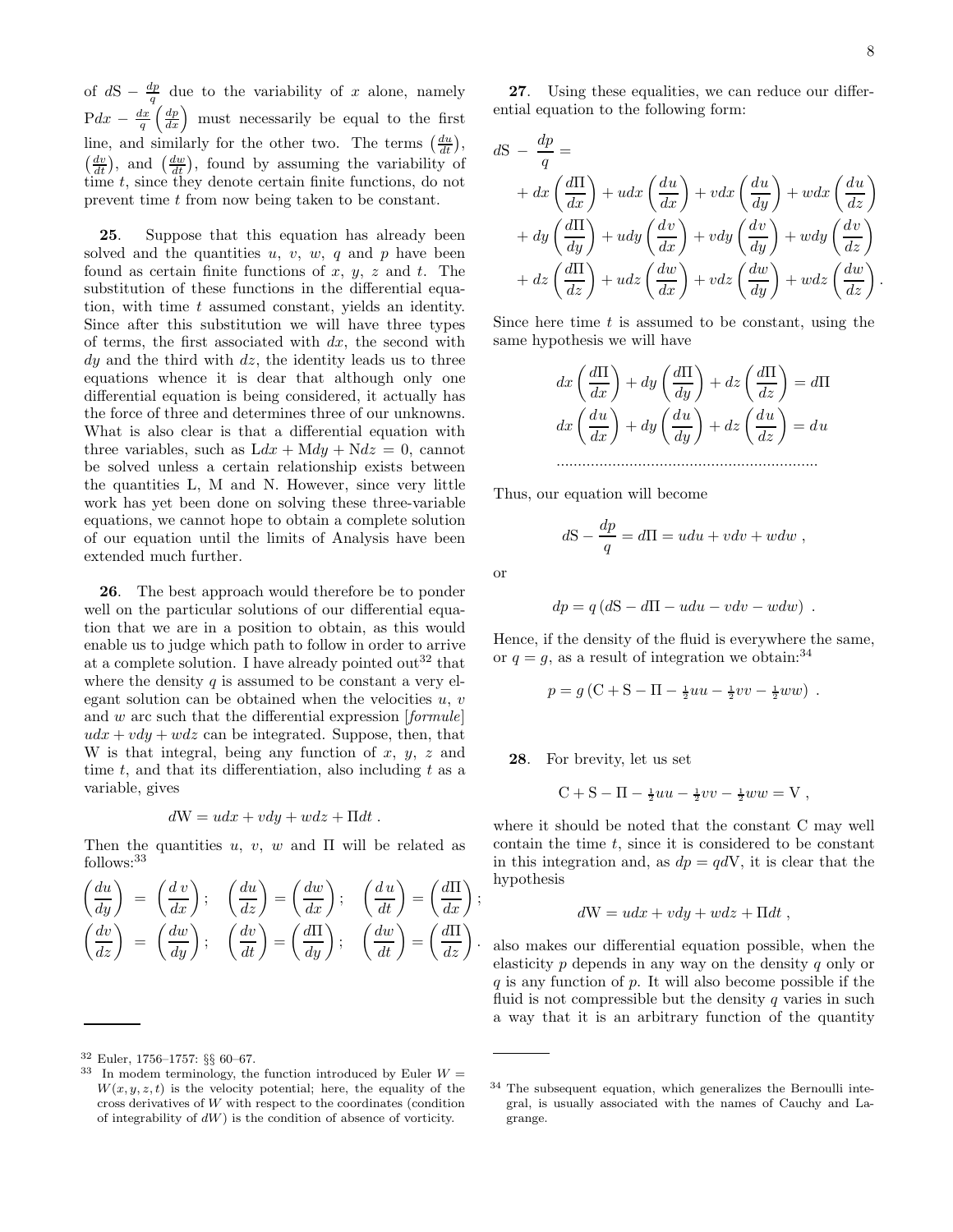of $d\mathrm{S} - \frac{dp}{q}$ due to the variability of $x$ alone, namely $\mathrm{P}dx - \frac{dx}{q}\left(\frac{dp}{dx}\right)$ must necessarily be equal to the first line, and similarly for the other two. The terms $\left(\frac{du}{dt}\right)$, $\left(\frac{dv}{dt}\right)$, and $\left(\frac{dw}{dt}\right)$, found by assuming the variability of time $t$, since they denote certain finite functions, do not prevent time $t$ from now being taken to be constant.

**25**. Suppose that this equation has already been solved and the quantities $u$, $v$, $w$, $q$ and $p$ have been found as certain finite functions of $x$, $y$, $z$ and $t$. The substitution of these functions in the differential equation, with time $t$ assumed constant, yields an identity. Since after this substitution we will have three types of terms, the first associated with $dx$, the second with $dy$ and the third with $dz$, the identity leads us to three equations whence it is dear that although only one differential equation is being considered, it actually has the force of three and determines three of our unknowns. What is also clear is that a differential equation with three variables, such as $\mathrm{L}dx + \mathrm{M}dy + \mathrm{N}dz = 0$, cannot be solved unless a certain relationship exists between the quantities L, M and N. However, since very little work has yet been done on solving these three-variable equations, we cannot hope to obtain a complete solution of our equation until the limits of Analysis have been extended much further.

**26**. The best approach would therefore be to ponder well on the particular solutions of our differential equation that we are in a position to obtain, as this would enable us to judge which path to follow in order to arrive at a complete solution. I have already pointed out[32] that where the density $q$ is assumed to be constant a very elegant solution can be obtained when the velocities $u$, $v$ and $w$ arc such that the differential expression [*formule*] $udx + vdy + wdz$ can be integrated. Suppose, then, that W is that integral, being any function of $x$, $y$, $z$ and time $t$, and that its differentiation, also including $t$ as a variable, gives

$$d\mathrm{W} = udx + vdy + wdz + \Pi dt\ .$$

Then the quantities $u$, $v$, $w$ and $\Pi$ will be related as follows:[33]

$$\left(\frac{du}{dy}\right) = \left(\frac{dv}{dx}\right);\quad \left(\frac{du}{dz}\right) = \left(\frac{dw}{dx}\right);\quad \left(\frac{du}{dt}\right) = \left(\frac{d\Pi}{dx}\right);$$
$$\left(\frac{dv}{dz}\right) = \left(\frac{dw}{dy}\right);\quad \left(\frac{dv}{dt}\right) = \left(\frac{d\Pi}{dy}\right);\quad \left(\frac{dw}{dt}\right) = \left(\frac{d\Pi}{dz}\right).$$

**27**. Using these equalities, we can reduce our differential equation to the following form:

$$\begin{aligned} d\mathrm{S} - \frac{dp}{q} = & \\ & + dx\left(\frac{d\Pi}{dx}\right) + udx\left(\frac{du}{dx}\right) + vdx\left(\frac{du}{dy}\right) + wdx\left(\frac{du}{dz}\right) \\ & + dy\left(\frac{d\Pi}{dy}\right) + udy\left(\frac{dv}{dx}\right) + vdy\left(\frac{dv}{dy}\right) + wdy\left(\frac{dv}{dz}\right) \\ & + dz\left(\frac{d\Pi}{dz}\right) + udz\left(\frac{dw}{dx}\right) + vdz\left(\frac{dw}{dy}\right) + wdz\left(\frac{dw}{dz}\right). \end{aligned}$$

Since here time $t$ is assumed to be constant, using the same hypothesis we will have

$$dx\left(\frac{d\Pi}{dx}\right) + dy\left(\frac{d\Pi}{dy}\right) + dz\left(\frac{d\Pi}{dz}\right) = d\Pi$$
$$dx\left(\frac{du}{dx}\right) + dy\left(\frac{du}{dy}\right) + dz\left(\frac{du}{dz}\right) = du$$
$$\cdots\cdots\cdots\cdots\cdots\cdots\cdots\cdots\cdots\cdots\cdots\cdots$$

Thus, our equation will become

$$d\mathrm{S} - \frac{dp}{q} = d\Pi = udu + vdv + wdw\ ,$$

or

$$dp = q\left(d\mathrm{S} - d\Pi - udu - vdv - wdw\right)\ .$$

Hence, if the density of the fluid is everywhere the same, or $q = g$, as a result of integration we obtain:[34]

$$p = g\left(\mathrm{C} + \mathrm{S} - \Pi - \tfrac{1}{2}uu - \tfrac{1}{2}vv - \tfrac{1}{2}ww\right)\ .$$

**28**. For brevity, let us set

$$\mathrm{C} + \mathrm{S} - \Pi - \tfrac{1}{2}uu - \tfrac{1}{2}vv - \tfrac{1}{2}ww = \mathrm{V}\ ,$$

where it should be noted that the constant C may well contain the time $t$, since it is considered to be constant in this integration and, as $dp = qd\mathrm{V}$, it is clear that the hypothesis

$$d\mathrm{W} = udx + vdy + wdz + \Pi dt\ ,$$

also makes our differential equation possible, when the elasticity $p$ depends in any way on the density $q$ only or $q$ is any function of $p$. It will also become possible if the fluid is not compressible but the density $q$ varies in such a way that it is an arbitrary function of the quantity

---

[32] Euler, 1756–1757: §§ 60–67.

[33] In modem terminology, the function introduced by Euler $W = W(x, y, z, t)$ is the velocity potential; here, the equality of the cross derivatives of $W$ with respect to the coordinates (condition of integrability of $dW$) is the condition of absence of vorticity.

[34] The subsequent equation, which generalizes the Bernoulli integral, is usually associated with the names of Cauchy and Lagrange.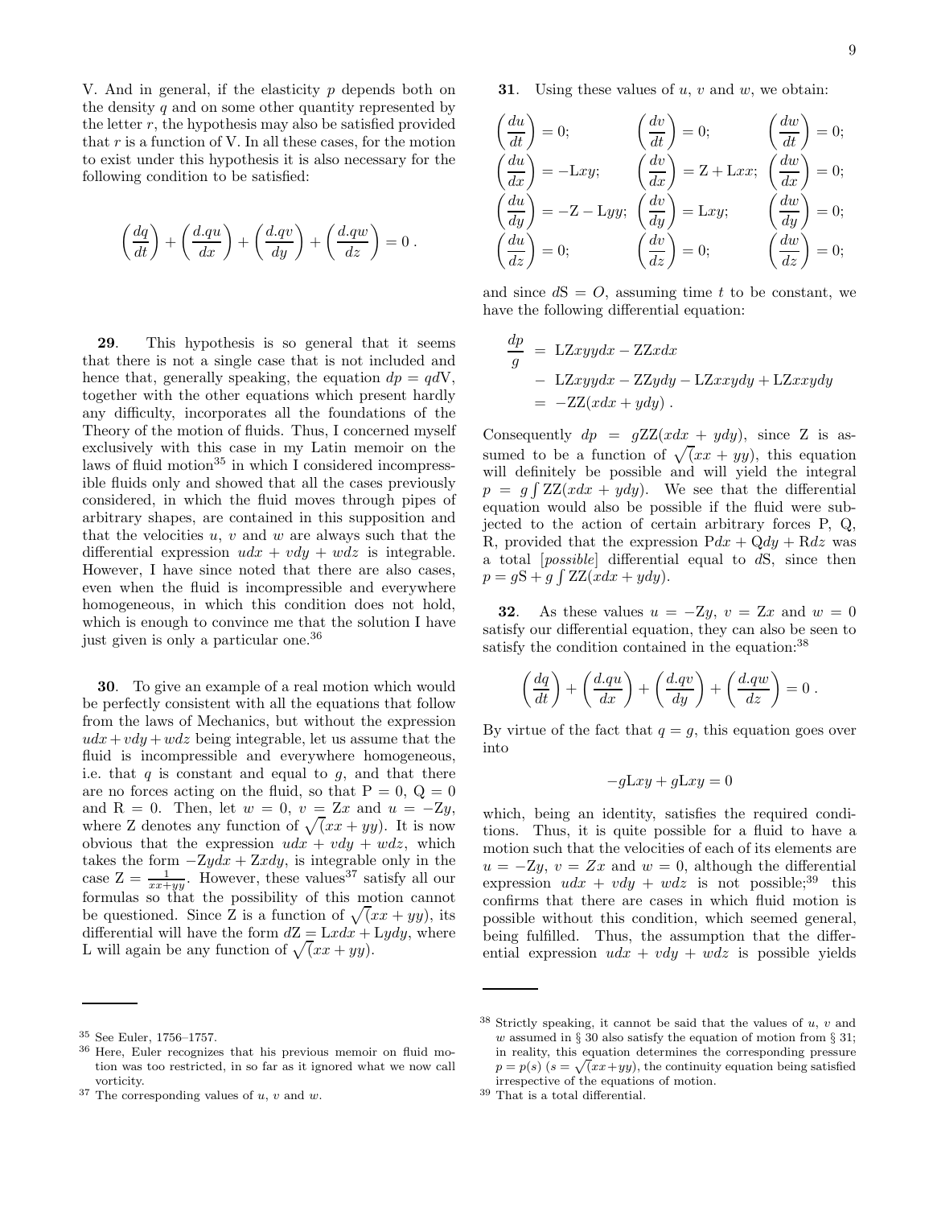V. And in general, if the elasticity $p$ depends both on the density $q$ and on some other quantity represented by the letter $r$, the hypothesis may also be satisfied provided that $r$ is a function of V. In all these cases, for the motion to exist under this hypothesis it is also necessary for the following condition to be satisfied:

$$\left(\frac{dq}{dt}\right) + \left(\frac{d.qu}{dx}\right) + \left(\frac{d.qv}{dy}\right) + \left(\frac{d.qw}{dz}\right) = 0\,.$$

**29**. This hypothesis is so general that it seems that there is not a single case that is not included and hence that, generally speaking, the equation $dp = qd\mathrm{V}$, together with the other equations which present hardly any difficulty, incorporates all the foundations of the Theory of the motion of fluids. Thus, I concerned myself exclusively with this case in my Latin memoir on the laws of fluid motion[35] in which I considered incompressible fluids only and showed that all the cases previously considered, in which the fluid moves through pipes of arbitrary shapes, are contained in this supposition and that the velocities $u$, $v$ and $w$ are always such that the differential expression $udx + vdy + wdz$ is integrable. However, I have since noted that there are also cases, even when the fluid is incompressible and everywhere homogeneous, in which this condition does not hold, which is enough to convince me that the solution I have just given is only a particular one.[36]

**30**. To give an example of a real motion which would be perfectly consistent with all the equations that follow from the laws of Mechanics, but without the expression $udx+vdy+wdz$ being integrable, let us assume that the fluid is incompressible and everywhere homogeneous, i.e. that $q$ is constant and equal to $g$, and that there are no forces acting on the fluid, so that $\mathrm{P} = 0$, $\mathrm{Q} = 0$ and $\mathrm{R} = 0$. Then, let $w = 0$, $v = \mathrm{Z}x$ and $u = -\mathrm{Z}y$, where Z denotes any function of $\sqrt{(xx + yy)}$. It is now obvious that the expression $udx + vdy + wdz$, which takes the form $-\mathrm{Z}ydx + \mathrm{Z}xdy$, is integrable only in the case $\mathrm{Z} = \frac{1}{xx+yy}$. However, these values[37] satisfy all our formulas so that the possibility of this motion cannot be questioned. Since Z is a function of $\sqrt{(xx + yy)}$, its differential will have the form $d\mathrm{Z} = \mathrm{L}xdx + \mathrm{L}ydy$, where L will again be any function of $\sqrt{(xx + yy)}$.

**31**. Using these values of $u$, $v$ and $w$, we obtain:

$$\begin{aligned}
&\left(\frac{du}{dt}\right) = 0; && \left(\frac{dv}{dt}\right) = 0; && \left(\frac{dw}{dt}\right) = 0;\\
&\left(\frac{du}{dx}\right) = -\mathrm{L}xy; && \left(\frac{dv}{dx}\right) = \mathrm{Z} + \mathrm{L}xx; && \left(\frac{dw}{dx}\right) = 0;\\
&\left(\frac{du}{dy}\right) = -\mathrm{Z} - \mathrm{L}yy; && \left(\frac{dv}{dy}\right) = \mathrm{L}xy; && \left(\frac{dw}{dy}\right) = 0;\\
&\left(\frac{du}{dz}\right) = 0; && \left(\frac{dv}{dz}\right) = 0; && \left(\frac{dw}{dz}\right) = 0;
\end{aligned}$$

and since $d\mathrm{S} = O$, assuming time $t$ to be constant, we have the following differential equation:

$$\begin{aligned}
\frac{dp}{g} &= \mathrm{LZ}xyydx - \mathrm{ZZ}xdx\\
&- \mathrm{LZ}xyydx - \mathrm{ZZ}ydy - \mathrm{LZ}xxydy + \mathrm{LZ}xxydy\\
&= -\mathrm{ZZ}(xdx + ydy)\,.
\end{aligned}$$

Consequently $dp = g\mathrm{ZZ}(xdx + ydy)$, since Z is assumed to be a function of $\sqrt{(xx + yy)}$, this equation will definitely be possible and will yield the integral $p = g\int \mathrm{ZZ}(xdx + ydy)$. We see that the differential equation would also be possible if the fluid were subjected to the action of certain arbitrary forces P, Q, R, provided that the expression $\mathrm{P}dx + \mathrm{Q}dy + \mathrm{R}dz$ was a total [*possible*] differential equal to $d\mathrm{S}$, since then $p = g\mathrm{S} + g\int \mathrm{ZZ}(xdx + ydy)$.

**32**. As these values $u = -\mathrm{Z}y$, $v = \mathrm{Z}x$ and $w = 0$ satisfy our differential equation, they can also be seen to satisfy the condition contained in the equation:[38]

$$\left(\frac{dq}{dt}\right) + \left(\frac{d.qu}{dx}\right) + \left(\frac{d.qv}{dy}\right) + \left(\frac{d.qw}{dz}\right) = 0\,.$$

By virtue of the fact that $q = g$, this equation goes over into

$$-g\mathrm{L}xy + g\mathrm{L}xy = 0$$

which, being an identity, satisfies the required conditions. Thus, it is quite possible for a fluid to have a motion such that the velocities of each of its elements are $u = -\mathrm{Z}y$, $v = Zx$ and $w = 0$, although the differential expression $udx + vdy + wdz$ is not possible;[39] this confirms that there are cases in which fluid motion is possible without this condition, which seemed general, being fulfilled. Thus, the assumption that the differential expression $udx + vdy + wdz$ is possible yields

---

[35] See Euler, 1756–1757.

[36] Here, Euler recognizes that his previous memoir on fluid motion was too restricted, in so far as it ignored what we now call vorticity.

[37] The corresponding values of $u$, $v$ and $w$.

[38] Strictly speaking, it cannot be said that the values of $u$, $v$ and $w$ assumed in § 30 also satisfy the equation of motion from § 31; in reality, this equation determines the corresponding pressure $p = p(s)$ ($s = \sqrt{(xx+yy)}$, the continuity equation being satisfied irrespective of the equations of motion.

[39] That is a total differential.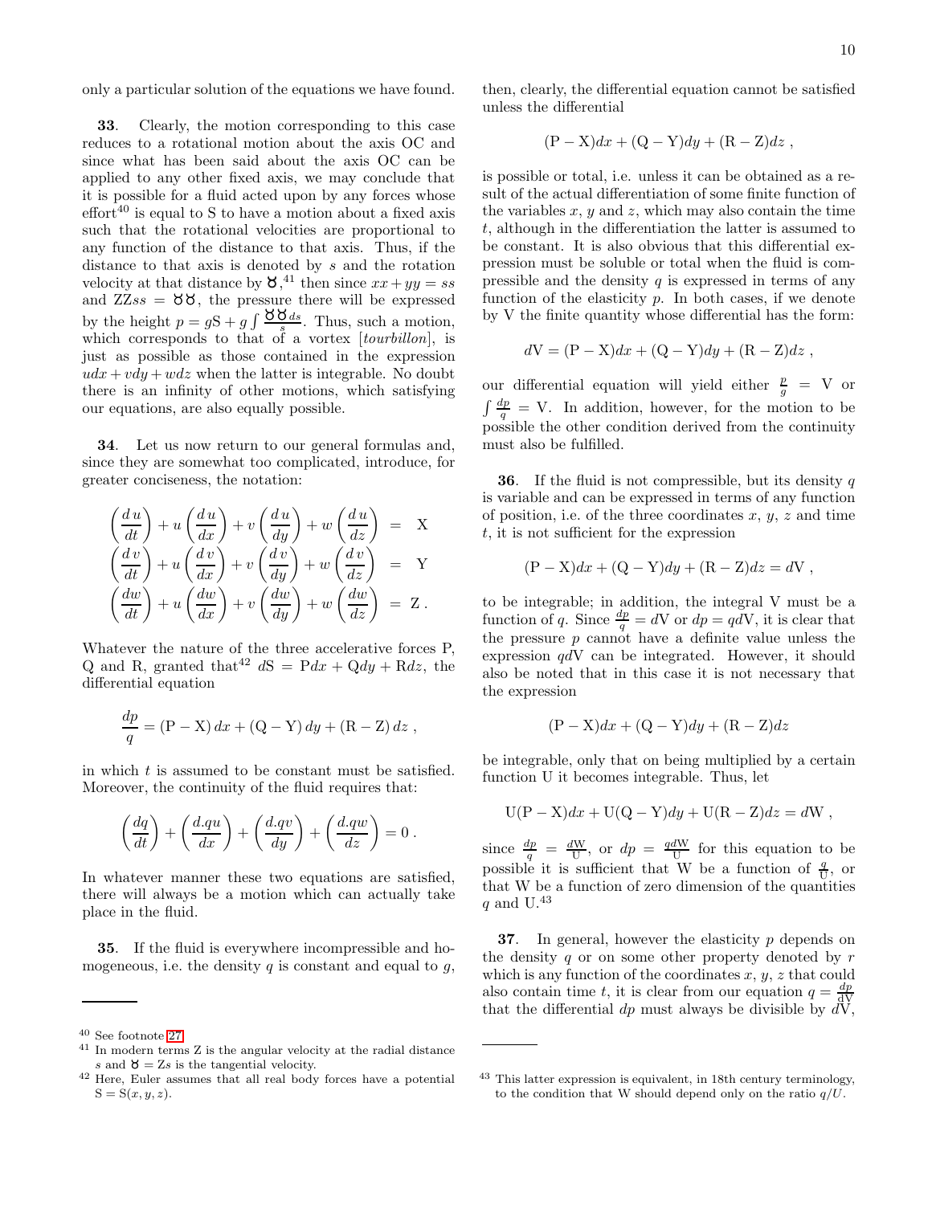only a particular solution of the equations we have found.

**33**. Clearly, the motion corresponding to this case reduces to a rotational motion about the axis OC and since what has been said about the axis OC can be applied to any other fixed axis, we may conclude that it is possible for a fluid acted upon by any forces whose effort[40] is equal to S to have a motion about a fixed axis such that the rotational velocities are proportional to any function of the distance to that axis. Thus, if the distance to that axis is denoted by $s$ and the rotation velocity at that distance by $\mho$,[41] then since $xx+yy=ss$ and $\mathrm{ZZ}ss=\mho\mho$, the pressure there will be expressed by the height $p=g\mathrm{S}+g\int\frac{\mho\mho\,ds}{s}$. Thus, such a motion, which corresponds to that of a vortex [*tourbillon*], is just as possible as those contained in the expression $udx+vdy+wdz$ when the latter is integrable. No doubt there is an infinity of other motions, which satisfying our equations, are also equally possible.

**34**. Let us now return to our general formulas and, since they are somewhat too complicated, introduce, for greater conciseness, the notation:

$$\begin{aligned}
\left(\frac{d\,u}{dt}\right)+u\left(\frac{d\,u}{dx}\right)+v\left(\frac{d\,u}{dy}\right)+w\left(\frac{d\,u}{dz}\right) &= \mathrm{X}\\
\left(\frac{d\,v}{dt}\right)+u\left(\frac{d\,v}{dx}\right)+v\left(\frac{d\,v}{dy}\right)+w\left(\frac{d\,v}{dz}\right) &= \mathrm{Y}\\
\left(\frac{dw}{dt}\right)+u\left(\frac{dw}{dx}\right)+v\left(\frac{dw}{dy}\right)+w\left(\frac{dw}{dz}\right) &= \mathrm{Z}\,.
\end{aligned}$$

Whatever the nature of the three accelerative forces P, Q and R, granted that[42] $d\mathrm{S}=\mathrm{P}dx+\mathrm{Q}dy+\mathrm{R}dz$, the differential equation

$$\frac{dp}{q}=(\mathrm{P}-\mathrm{X})\,dx+(\mathrm{Q}-\mathrm{Y})\,dy+(\mathrm{R}-\mathrm{Z})\,dz\,,$$

in which $t$ is assumed to be constant must be satisfied. Moreover, the continuity of the fluid requires that:

$$\left(\frac{dq}{dt}\right)+\left(\frac{d.qu}{dx}\right)+\left(\frac{d.qv}{dy}\right)+\left(\frac{d.qw}{dz}\right)=0\,.$$

In whatever manner these two equations are satisfied, there will always be a motion which can actually take place in the fluid.

**35**. If the fluid is everywhere incompressible and homogeneous, i.e. the density $q$ is constant and equal to $g$, then, clearly, the differential equation cannot be satisfied unless the differential

$$(\mathrm{P}-\mathrm{X})dx+(\mathrm{Q}-\mathrm{Y})dy+(\mathrm{R}-\mathrm{Z})dz\,,$$

is possible or total, i.e. unless it can be obtained as a result of the actual differentiation of some finite function of the variables $x$, $y$ and $z$, which may also contain the time $t$, although in the differentiation the latter is assumed to be constant. It is also obvious that this differential expression must be soluble or total when the fluid is compressible and the density $q$ is expressed in terms of any function of the elasticity $p$. In both cases, if we denote by V the finite quantity whose differential has the form:

$$d\mathrm{V}=(\mathrm{P}-\mathrm{X})dx+(\mathrm{Q}-\mathrm{Y})dy+(\mathrm{R}-\mathrm{Z})dz\,,$$

our differential equation will yield either $\frac{p}{g}=\mathrm{V}$ or $\int\frac{dp}{q}=\mathrm{V}$. In addition, however, for the motion to be possible the other condition derived from the continuity must also be fulfilled.

**36**. If the fluid is not compressible, but its density $q$ is variable and can be expressed in terms of any function of position, i.e. of the three coordinates $x$, $y$, $z$ and time $t$, it is not sufficient for the expression

$$(\mathrm{P}-\mathrm{X})dx+(\mathrm{Q}-\mathrm{Y})dy+(\mathrm{R}-\mathrm{Z})dz=d\mathrm{V}\,,$$

to be integrable; in addition, the integral V must be a function of $q$. Since $\frac{dp}{q}=d\mathrm{V}$ or $dp=qd\mathrm{V}$, it is clear that the pressure $p$ cannot have a definite value unless the expression $qd\mathrm{V}$ can be integrated. However, it should also be noted that in this case it is not necessary that the expression

$$(\mathrm{P}-\mathrm{X})dx+(\mathrm{Q}-\mathrm{Y})dy+(\mathrm{R}-\mathrm{Z})dz$$

be integrable, only that on being multiplied by a certain function U it becomes integrable. Thus, let

$$\mathrm{U}(\mathrm{P}-\mathrm{X})dx+\mathrm{U}(\mathrm{Q}-\mathrm{Y})dy+\mathrm{U}(\mathrm{R}-\mathrm{Z})dz=d\mathrm{W}\,,$$

since $\frac{dp}{q}=\frac{d\mathrm{W}}{\mathrm{U}}$, or $dp=\frac{qd\mathrm{W}}{\mathrm{U}}$ for this equation to be possible it is sufficient that W be a function of $\frac{q}{\mathrm{U}}$, or that W be a function of zero dimension of the quantities $q$ and U.[43]

**37**. In general, however the elasticity $p$ depends on the density $q$ or on some other property denoted by $r$ which is any function of the coordinates $x$, $y$, $z$ that could also contain time $t$, it is clear from our equation $q=\frac{dp}{d\mathrm{V}}$ that the differential $dp$ must always be divisible by $d\mathrm{V}$,

---

[40] See footnote 27.

[41] In modern terms Z is the angular velocity at the radial distance $s$ and $\mho=\mathrm{Z}s$ is the tangential velocity.

[42] Here, Euler assumes that all real body forces have a potential $\mathrm{S}=\mathrm{S}(x,y,z)$.

[43] This latter expression is equivalent, in 18th century terminology, to the condition that W should depend only on the ratio $q/U$.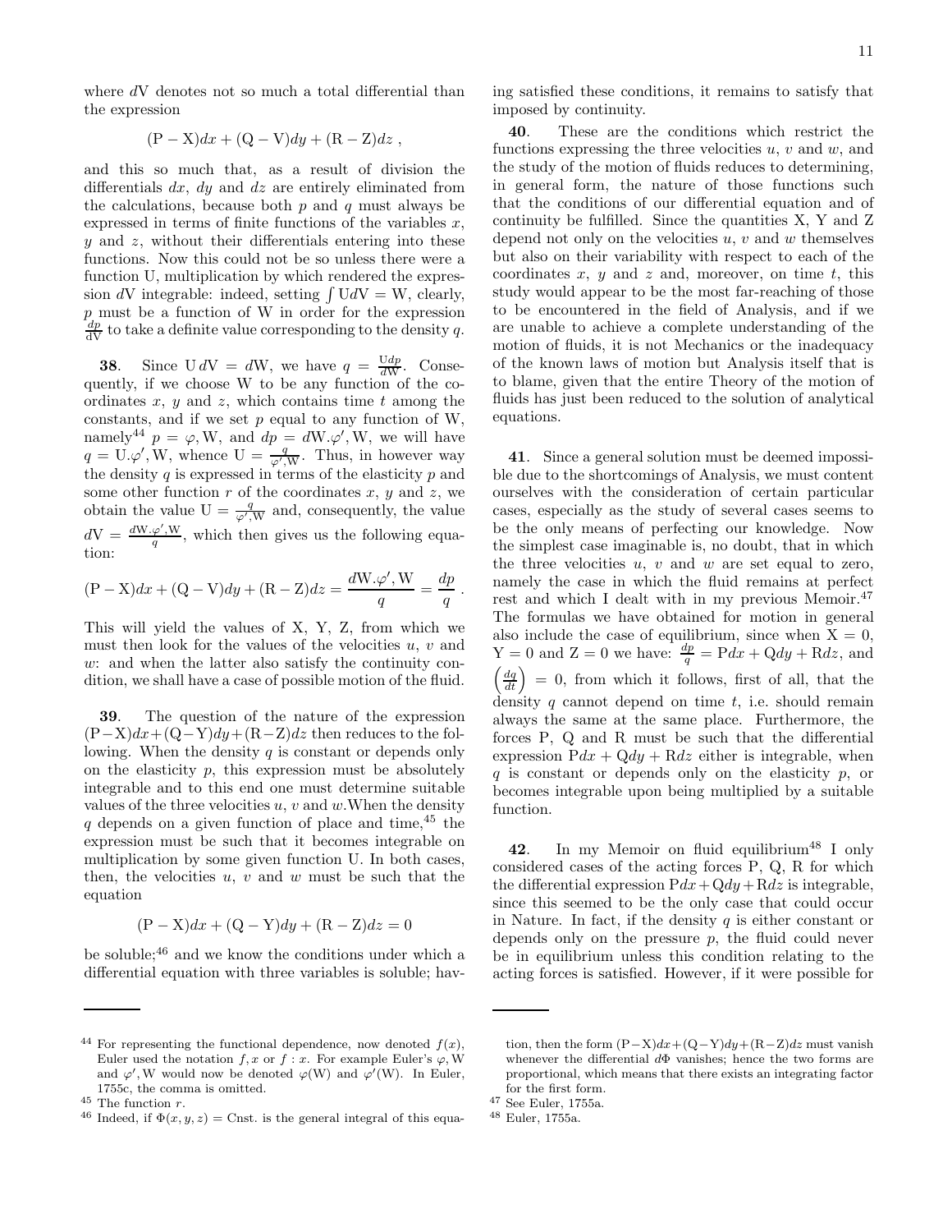where $d$V denotes not so much a total differential than the expression

$$(\mathrm{P}-\mathrm{X})dx + (\mathrm{Q}-\mathrm{V})dy + (\mathrm{R}-\mathrm{Z})dz\ ,$$

and this so much that, as a result of division the differentials $dx$, $dy$ and $dz$ are entirely eliminated from the calculations, because both $p$ and $q$ must always be expressed in terms of finite functions of the variables $x$, $y$ and $z$, without their differentials entering into these functions. Now this could not be so unless there were a function U, multiplication by which rendered the expression $d$V integrable: indeed, setting $\int \mathrm{U}d\mathrm{V} = \mathrm{W}$, clearly, $p$ must be a function of W in order for the expression $\frac{dp}{d\mathrm{V}}$ to take a definite value corresponding to the density $q$.

**38**. Since $\mathrm{U}\,d\mathrm{V} = d\mathrm{W}$, we have $q = \frac{\mathrm{U}dp}{d\mathrm{W}}$. Consequently, if we choose W to be any function of the coordinates $x$, $y$ and $z$, which contains time $t$ among the constants, and if we set $p$ equal to any function of W, namely[44] $p = \varphi, \mathrm{W}$, and $dp = d\mathrm{W}.\varphi', \mathrm{W}$, we will have $q = \mathrm{U}.\varphi', \mathrm{W}$, whence $\mathrm{U} = \frac{q}{\varphi', \mathrm{W}}$. Thus, in however way the density $q$ is expressed in terms of the elasticity $p$ and some other function $r$ of the coordinates $x$, $y$ and $z$, we obtain the value $\mathrm{U} = \frac{q}{\varphi', \mathrm{W}}$ and, consequently, the value $d\mathrm{V} = \frac{d\mathrm{W}.\varphi', \mathrm{W}}{q}$, which then gives us the following equation:

$$(\mathrm{P}-\mathrm{X})dx + (\mathrm{Q}-\mathrm{V})dy + (\mathrm{R}-\mathrm{Z})dz = \frac{d\mathrm{W}.\varphi', \mathrm{W}}{q} = \frac{dp}{q}\ .$$

This will yield the values of X, Y, Z, from which we must then look for the values of the velocities $u$, $v$ and $w$: and when the latter also satisfy the continuity condition, we shall have a case of possible motion of the fluid.

**39**. The question of the nature of the expression $(\mathrm{P}-\mathrm{X})dx+(\mathrm{Q}-\mathrm{Y})dy+(\mathrm{R}-\mathrm{Z})dz$ then reduces to the following. When the density $q$ is constant or depends only on the elasticity $p$, this expression must be absolutely integrable and to this end one must determine suitable values of the three velocities $u$, $v$ and $w$. When the density $q$ depends on a given function of place and time,[45] the expression must be such that it becomes integrable on multiplication by some given function U. In both cases, then, the velocities $u$, $v$ and $w$ must be such that the equation

$$(\mathrm{P}-\mathrm{X})dx + (\mathrm{Q}-\mathrm{Y})dy + (\mathrm{R}-\mathrm{Z})dz = 0$$

be soluble;[46] and we know the conditions under which a differential equation with three variables is soluble; having satisfied these conditions, it remains to satisfy that imposed by continuity.

**40**. These are the conditions which restrict the functions expressing the three velocities $u$, $v$ and $w$, and the study of the motion of fluids reduces to determining, in general form, the nature of those functions such that the conditions of our differential equation and of continuity be fulfilled. Since the quantities X, Y and Z depend not only on the velocities $u$, $v$ and $w$ themselves but also on their variability with respect to each of the coordinates $x$, $y$ and $z$ and, moreover, on time $t$, this study would appear to be the most far-reaching of those to be encountered in the field of Analysis, and if we are unable to achieve a complete understanding of the motion of fluids, it is not Mechanics or the inadequacy of the known laws of motion but Analysis itself that is to blame, given that the entire Theory of the motion of fluids has just been reduced to the solution of analytical equations.

**41**. Since a general solution must be deemed impossible due to the shortcomings of Analysis, we must content ourselves with the consideration of certain particular cases, especially as the study of several cases seems to be the only means of perfecting our knowledge. Now the simplest case imaginable is, no doubt, that in which the three velocities $u$, $v$ and $w$ are set equal to zero, namely the case in which the fluid remains at perfect rest and which I dealt with in my previous Memoir.[47] The formulas we have obtained for motion in general also include the case of equilibrium, since when $\mathrm{X} = 0$, $\mathrm{Y} = 0$ and $\mathrm{Z} = 0$ we have: $\frac{dp}{q} = \mathrm{P}dx + \mathrm{Q}dy + \mathrm{R}dz$, and $\left(\frac{dq}{dt}\right) = 0$, from which it follows, first of all, that the density $q$ cannot depend on time $t$, i.e. should remain always the same at the same place. Furthermore, the forces P, Q and R must be such that the differential expression $\mathrm{P}dx + \mathrm{Q}dy + \mathrm{R}dz$ either is integrable, when $q$ is constant or depends only on the elasticity $p$, or becomes integrable upon being multiplied by a suitable function.

**42**. In my Memoir on fluid equilibrium[48] I only considered cases of the acting forces P, Q, R for which the differential expression $\mathrm{P}dx+\mathrm{Q}dy+\mathrm{R}dz$ is integrable, since this seemed to be the only case that could occur in Nature. In fact, if the density $q$ is either constant or depends only on the pressure $p$, the fluid could never be in equilibrium unless this condition relating to the acting forces is satisfied. However, if it were possible for

---

[44] For representing the functional dependence, now denoted $f(x)$, Euler used the notation $f, x$ or $f : x$. For example Euler's $\varphi, \mathrm{W}$ and $\varphi', \mathrm{W}$ would now be denoted $\varphi(\mathrm{W})$ and $\varphi'(\mathrm{W})$. In Euler, 1755c, the comma is omitted.

[45] The function $r$.

[46] Indeed, if $\Phi(x, y, z) = \mathrm{Cnst.}$ is the general integral of this equation, then the form $(\mathrm{P}-\mathrm{X})dx+(\mathrm{Q}-\mathrm{Y})dy+(\mathrm{R}-\mathrm{Z})dz$ must vanish whenever the differential $d\Phi$ vanishes; hence the two forms are proportional, which means that there exists an integrating factor for the first form.

[47] See Euler, 1755a.

[48] Euler, 1755a.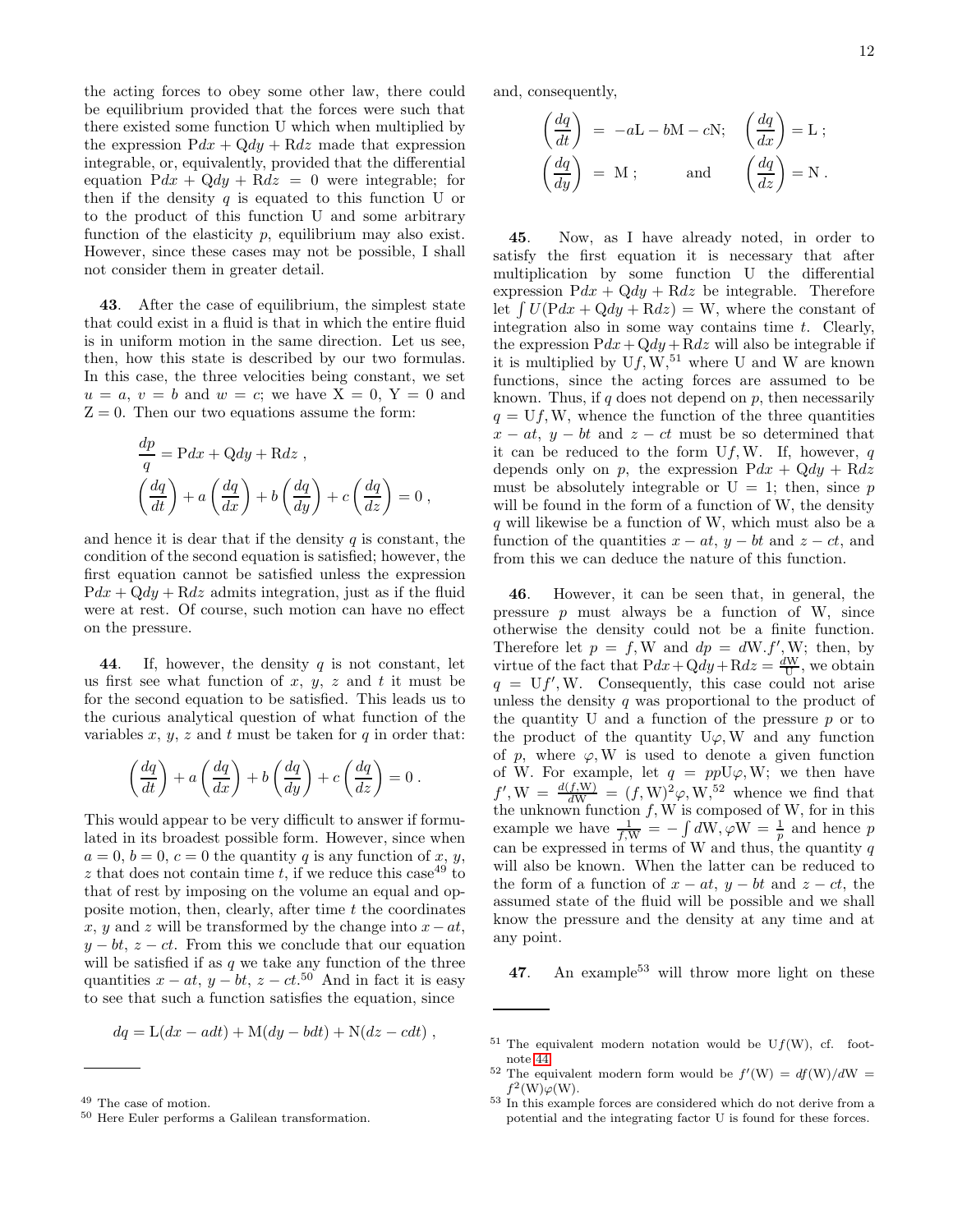the acting forces to obey some other law, there could be equilibrium provided that the forces were such that there existed some function U which when multiplied by the expression $\mathrm{P}dx + \mathrm{Q}dy + \mathrm{R}dz$ made that expression integrable, or, equivalently, provided that the differential equation $\mathrm{P}dx + \mathrm{Q}dy + \mathrm{R}dz = 0$ were integrable; for then if the density $q$ is equated to this function U or to the product of this function U and some arbitrary function of the elasticity $p$, equilibrium may also exist. However, since these cases may not be possible, I shall not consider them in greater detail.

**43**. After the case of equilibrium, the simplest state that could exist in a fluid is that in which the entire fluid is in uniform motion in the same direction. Let us see, then, how this state is described by our two formulas. In this case, the three velocities being constant, we set $u = a$, $v = b$ and $w = c$; we have $\mathrm{X} = 0$, $\mathrm{Y} = 0$ and $\mathrm{Z} = 0$. Then our two equations assume the form:

$$\frac{dp}{q} = \mathrm{P}dx + \mathrm{Q}dy + \mathrm{R}dz \, ,$$
$$\left(\frac{dq}{dt}\right) + a\left(\frac{dq}{dx}\right) + b\left(\frac{dq}{dy}\right) + c\left(\frac{dq}{dz}\right) = 0 \, ,$$

and hence it is dear that if the density $q$ is constant, the condition of the second equation is satisfied; however, the first equation cannot be satisfied unless the expression $\mathrm{P}dx + \mathrm{Q}dy + \mathrm{R}dz$ admits integration, just as if the fluid were at rest. Of course, such motion can have no effect on the pressure.

**44**. If, however, the density $q$ is not constant, let us first see what function of $x$, $y$, $z$ and $t$ it must be for the second equation to be satisfied. This leads us to the curious analytical question of what function of the variables $x$, $y$, $z$ and $t$ must be taken for $q$ in order that:

$$\left(\frac{dq}{dt}\right) + a\left(\frac{dq}{dx}\right) + b\left(\frac{dq}{dy}\right) + c\left(\frac{dq}{dz}\right) = 0 \, .$$

This would appear to be very difficult to answer if formulated in its broadest possible form. However, since when $a = 0$, $b = 0$, $c = 0$ the quantity $q$ is any function of $x$, $y$, $z$ that does not contain time $t$, if we reduce this case[49] to that of rest by imposing on the volume an equal and opposite motion, then, clearly, after time $t$ the coordinates $x$, $y$ and $z$ will be transformed by the change into $x - at$, $y - bt$, $z - ct$. From this we conclude that our equation will be satisfied if as $q$ we take any function of the three quantities $x - at$, $y - bt$, $z - ct$.[50] And in fact it is easy to see that such a function satisfies the equation, since

$$dq = \mathrm{L}(dx - adt) + \mathrm{M}(dy - bdt) + \mathrm{N}(dz - cdt) \, ,$$

and, consequently,

$$\left(\frac{dq}{dt}\right) = -a\mathrm{L} - b\mathrm{M} - c\mathrm{N}; \quad \left(\frac{dq}{dx}\right) = \mathrm{L} \, ;$$
$$\left(\frac{dq}{dy}\right) = \mathrm{M} \, ; \qquad \text{and} \qquad \left(\frac{dq}{dz}\right) = \mathrm{N} \, .$$

**45**. Now, as I have already noted, in order to satisfy the first equation it is necessary that after multiplication by some function U the differential expression $\mathrm{P}dx + \mathrm{Q}dy + \mathrm{R}dz$ be integrable. Therefore let $\int U(\mathrm{P}dx + \mathrm{Q}dy + \mathrm{R}dz) = \mathrm{W}$, where the constant of integration also in some way contains time $t$. Clearly, the expression $\mathrm{P}dx + \mathrm{Q}dy + \mathrm{R}dz$ will also be integrable if it is multiplied by $\mathrm{U}f,\mathrm{W}$,[51] where U and W are known functions, since the acting forces are assumed to be known. Thus, if $q$ does not depend on $p$, then necessarily $q = \mathrm{U}f,\mathrm{W}$, whence the function of the three quantities $x - at$, $y - bt$ and $z - ct$ must be so determined that it can be reduced to the form $\mathrm{U}f,\mathrm{W}$. If, however, $q$ depends only on $p$, the expression $\mathrm{P}dx + \mathrm{Q}dy + \mathrm{R}dz$ must be absolutely integrable or $\mathrm{U} = 1$; then, since $p$ will be found in the form of a function of W, the density $q$ will likewise be a function of W, which must also be a function of the quantities $x - at$, $y - bt$ and $z - ct$, and from this we can deduce the nature of this function.

**46**. However, it can be seen that, in general, the pressure $p$ must always be a function of W, since otherwise the density could not be a finite function. Therefore let $p = f,\mathrm{W}$ and $dp = d\mathrm{W}.f',\mathrm{W}$; then, by virtue of the fact that $\mathrm{P}dx + \mathrm{Q}dy + \mathrm{R}dz = \frac{d\mathrm{W}}{\mathrm{U}}$, we obtain $q = \mathrm{U}f',\mathrm{W}$. Consequently, this case could not arise unless the density $q$ was proportional to the product of the quantity U and a function of the pressure $p$ or to the product of the quantity $\mathrm{U}\varphi,\mathrm{W}$ and any function of $p$, where $\varphi,\mathrm{W}$ is used to denote a given function of W. For example, let $q = pp\mathrm{U}\varphi,\mathrm{W}$; we then have $f',\mathrm{W} = \frac{d(f,\mathrm{W})}{d\mathrm{W}} = (f,\mathrm{W})^2\varphi,\mathrm{W}$,[52] whence we find that the unknown function $f,\mathrm{W}$ is composed of W, for in this example we have $\frac{1}{f,\mathrm{W}} = -\int d\mathrm{W},\varphi\mathrm{W} = \frac{1}{p}$ and hence $p$ can be expressed in terms of W and thus, the quantity $q$ will also be known. When the latter can be reduced to the form of a function of $x - at$, $y - bt$ and $z - ct$, the assumed state of the fluid will be possible and we shall know the pressure and the density at any time and at any point.

**47**. An example[53] will throw more light on these

---

[49] The case of motion.

[50] Here Euler performs a Galilean transformation.

[51] The equivalent modern notation would be $\mathrm{U}f(\mathrm{W})$, cf. footnote 44.

[52] The equivalent modern form would be $f'(\mathrm{W}) = df(\mathrm{W})/d\mathrm{W} = f^2(\mathrm{W})\varphi(\mathrm{W})$.

[53] In this example forces are considered which do not derive from a potential and the integrating factor U is found for these forces.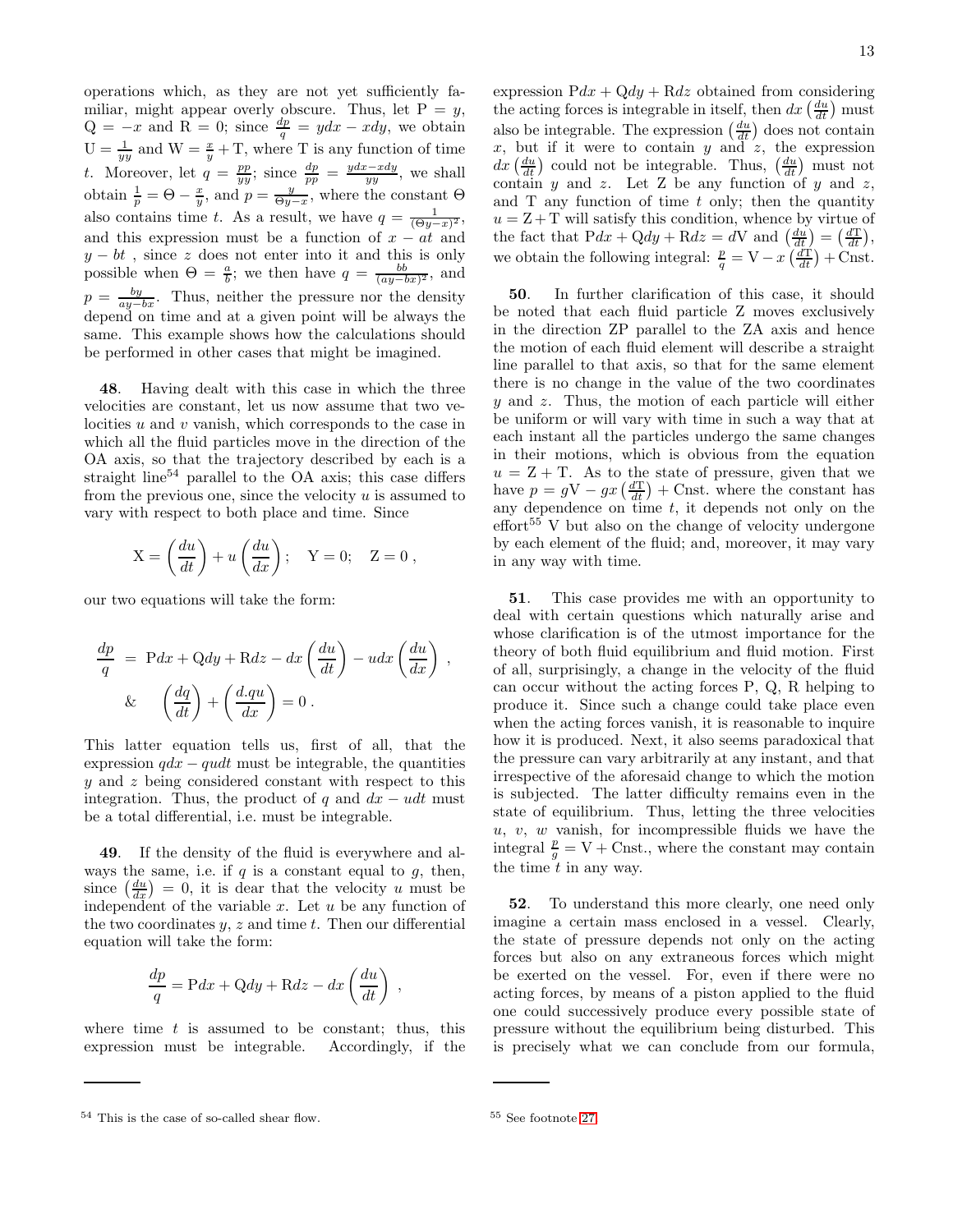operations which, as they are not yet sufficiently familiar, might appear overly obscure. Thus, let $\mathrm{P} = y$, $\mathrm{Q} = -x$ and $\mathrm{R} = 0$; since $\frac{dp}{q} = ydx - xdy$, we obtain $\mathrm{U} = \frac{1}{yy}$ and $\mathrm{W} = \frac{x}{y} + \mathrm{T}$, where T is any function of time $t$. Moreover, let $q = \frac{pp}{yy}$; since $\frac{dp}{pp} = \frac{ydx - xdy}{yy}$, we shall obtain $\frac{1}{p} = \Theta - \frac{x}{y}$, and $p = \frac{y}{\Theta y - x}$, where the constant $\Theta$ also contains time $t$. As a result, we have $q = \frac{1}{(\Theta y - x)^2}$, and this expression must be a function of $x - at$ and $y - bt$ , since $z$ does not enter into it and this is only possible when $\Theta = \frac{a}{b}$; we then have $q = \frac{bb}{(ay - bx)^2}$, and $p = \frac{by}{ay - bx}$. Thus, neither the pressure nor the density depend on time and at a given point will be always the same. This example shows how the calculations should be performed in other cases that might be imagined.

**48**. Having dealt with this case in which the three velocities are constant, let us now assume that two velocities $u$ and $v$ vanish, which corresponds to the case in which all the fluid particles move in the direction of the OA axis, so that the trajectory described by each is a straight line[54] parallel to the OA axis; this case differs from the previous one, since the velocity $u$ is assumed to vary with respect to both place and time. Since

$$\mathrm{X} = \left(\frac{du}{dt}\right) + u\left(\frac{du}{dx}\right); \quad \mathrm{Y} = 0; \quad \mathrm{Z} = 0\,,$$

our two equations will take the form:

$$\begin{aligned} \frac{dp}{q} &= \mathrm{P}dx + \mathrm{Q}dy + \mathrm{R}dz - dx\left(\frac{du}{dt}\right) - udx\left(\frac{du}{dx}\right)\,, \\ \& \quad & \left(\frac{dq}{dt}\right) + \left(\frac{d.qu}{dx}\right) = 0\,. \end{aligned}$$

This latter equation tells us, first of all, that the expression $qdx - qudt$ must be integrable, the quantities $y$ and $z$ being considered constant with respect to this integration. Thus, the product of $q$ and $dx - udt$ must be a total differential, i.e. must be integrable.

**49**. If the density of the fluid is everywhere and always the same, i.e. if $q$ is a constant equal to $g$, then, since $\left(\frac{du}{dx}\right) = 0$, it is dear that the velocity $u$ must be independent of the variable $x$. Let $u$ be any function of the two coordinates $y$, $z$ and time $t$. Then our differential equation will take the form:

$$\frac{dp}{q} = \mathrm{P}dx + \mathrm{Q}dy + \mathrm{R}dz - dx\left(\frac{du}{dt}\right)\,,$$

where time $t$ is assumed to be constant; thus, this expression must be integrable. Accordingly, if the expression $\mathrm{P}dx + \mathrm{Q}dy + \mathrm{R}dz$ obtained from considering the acting forces is integrable in itself, then $dx\left(\frac{du}{dt}\right)$ must also be integrable. The expression $\left(\frac{du}{dt}\right)$ does not contain $x$, but if it were to contain $y$ and $z$, the expression $dx\left(\frac{du}{dt}\right)$ could not be integrable. Thus, $\left(\frac{du}{dt}\right)$ must not contain $y$ and $z$. Let Z be any function of $y$ and $z$, and T any function of time $t$ only; then the quantity $u = \mathrm{Z} + \mathrm{T}$ will satisfy this condition, whence by virtue of the fact that $\mathrm{P}dx + \mathrm{Q}dy + \mathrm{R}dz = d\mathrm{V}$ and $\left(\frac{du}{dt}\right) = \left(\frac{d\mathrm{T}}{dt}\right)$, we obtain the following integral: $\frac{p}{q} = \mathrm{V} - x\left(\frac{d\mathrm{T}}{dt}\right) + \mathrm{Cnst.}$

**50**. In further clarification of this case, it should be noted that each fluid particle Z moves exclusively in the direction ZP parallel to the ZA axis and hence the motion of each fluid element will describe a straight line parallel to that axis, so that for the same element there is no change in the value of the two coordinates $y$ and $z$. Thus, the motion of each particle will either be uniform or will vary with time in such a way that at each instant all the particles undergo the same changes in their motions, which is obvious from the equation $u = \mathrm{Z} + \mathrm{T}$. As to the state of pressure, given that we have $p = g\mathrm{V} - gx\left(\frac{d\mathrm{T}}{dt}\right) + \mathrm{Cnst.}$ where the constant has any dependence on time $t$, it depends not only on the effort[55] V but also on the change of velocity undergone by each element of the fluid; and, moreover, it may vary in any way with time.

**51**. This case provides me with an opportunity to deal with certain questions which naturally arise and whose clarification is of the utmost importance for the theory of both fluid equilibrium and fluid motion. First of all, surprisingly, a change in the velocity of the fluid can occur without the acting forces P, Q, R helping to produce it. Since such a change could take place even when the acting forces vanish, it is reasonable to inquire how it is produced. Next, it also seems paradoxical that the pressure can vary arbitrarily at any instant, and that irrespective of the aforesaid change to which the motion is subjected. The latter difficulty remains even in the state of equilibrium. Thus, letting the three velocities $u$, $v$, $w$ vanish, for incompressible fluids we have the integral $\frac{p}{g} = \mathrm{V} + \mathrm{Cnst.}$, where the constant may contain the time $t$ in any way.

**52**. To understand this more clearly, one need only imagine a certain mass enclosed in a vessel. Clearly, the state of pressure depends not only on the acting forces but also on any extraneous forces which might be exerted on the vessel. For, even if there were no acting forces, by means of a piston applied to the fluid one could successively produce every possible state of pressure without the equilibrium being disturbed. This is precisely what we can conclude from our formula,

---

[54] This is the case of so-called shear flow.

[55] See footnote 27.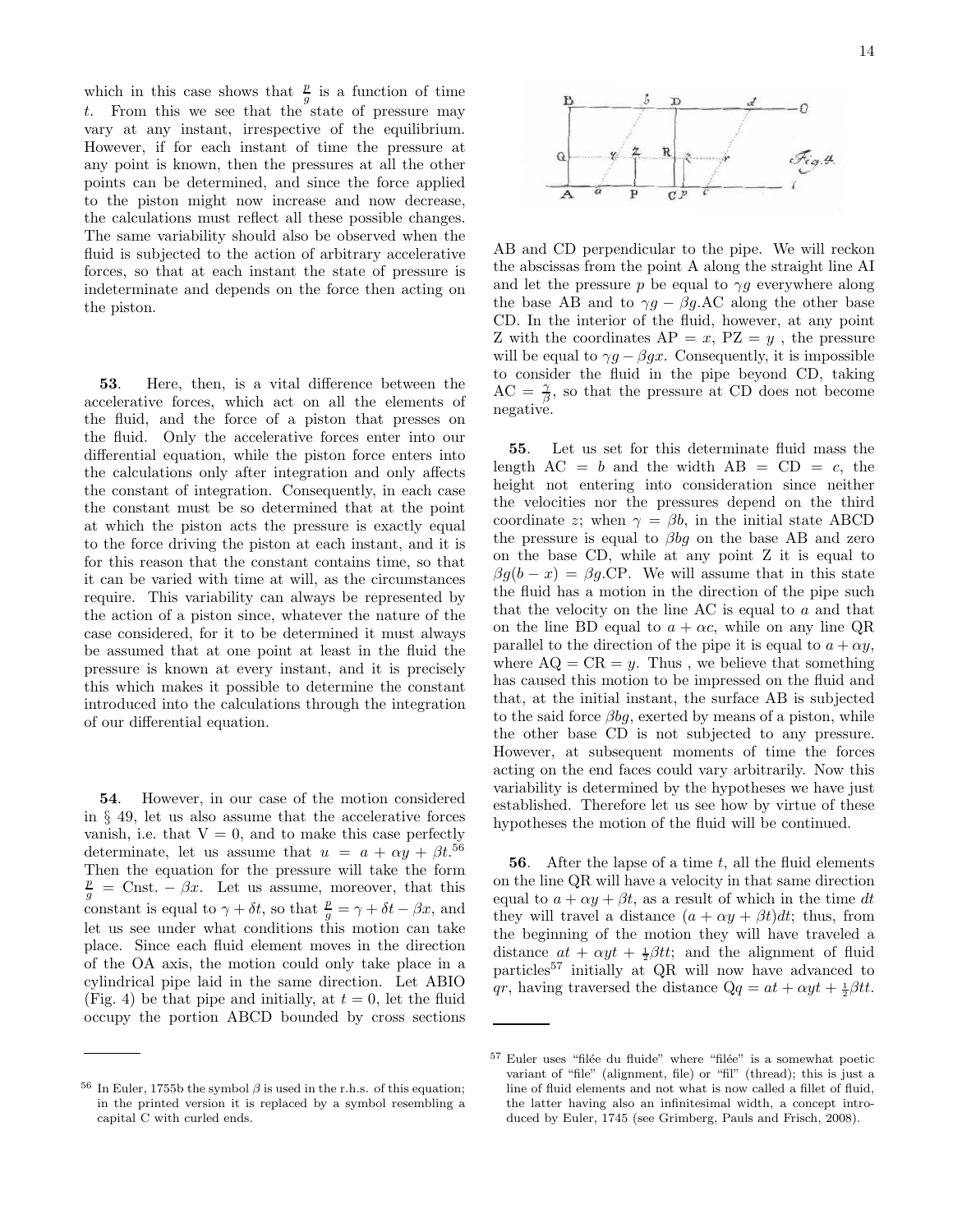which in this case shows that $\frac{p}{g}$ is a function of time $t$. From this we see that the state of pressure may vary at any instant, irrespective of the equilibrium. However, if for each instant of time the pressure at any point is known, then the pressures at all the other points can be determined, and since the force applied to the piston might now increase and now decrease, the calculations must reflect all these possible changes. The same variability should also be observed when the fluid is subjected to the action of arbitrary accelerative forces, so that at each instant the state of pressure is indeterminate and depends on the force then acting on the piston.

**53**. Here, then, is a vital difference between the accelerative forces, which act on all the elements of the fluid, and the force of a piston that presses on the fluid. Only the accelerative forces enter into our differential equation, while the piston force enters into the calculations only after integration and only affects the constant of integration. Consequently, in each case the constant must be so determined that at the point at which the piston acts the pressure is exactly equal to the force driving the piston at each instant, and it is for this reason that the constant contains time, so that it can be varied with time at will, as the circumstances require. This variability can always be represented by the action of a piston since, whatever the nature of the case considered, for it to be determined it must always be assumed that at one point at least in the fluid the pressure is known at every instant, and it is precisely this which makes it possible to determine the constant introduced into the calculations through the integration of our differential equation.

**54**. However, in our case of the motion considered in § 49, let us also assume that the accelerative forces vanish, i.e. that $V = 0$, and to make this case perfectly determinate, let us assume that $u = a + \alpha y + \beta t$.[56] Then the equation for the pressure will take the form $\frac{p}{g} = \text{Cnst.} - \beta x$. Let us assume, moreover, that this constant is equal to $\gamma + \delta t$, so that $\frac{p}{g} = \gamma + \delta t - \beta x$, and let us see under what conditions this motion can take place. Since each fluid element moves in the direction of the OA axis, the motion could only take place in a cylindrical pipe laid in the same direction. Let ABIO (Fig. 4) be that pipe and initially, at $t = 0$, let the fluid occupy the portion ABCD bounded by cross sections AB and CD perpendicular to the pipe. We will reckon the abscissas from the point A along the straight line AI and let the pressure $p$ be equal to $\gamma g$ everywhere along the base AB and to $\gamma g - \beta g.\text{AC}$ along the other base CD. In the interior of the fluid, however, at any point Z with the coordinates $\text{AP} = x$, $\text{PZ} = y$ , the pressure will be equal to $\gamma g - \beta g x$. Consequently, it is impossible to consider the fluid in the pipe beyond CD, taking $\text{AC} = \frac{\gamma}{\beta}$, so that the pressure at CD does not become negative.

**55**. Let us set for this determinate fluid mass the length $\text{AC} = b$ and the width $\text{AB} = \text{CD} = c$, the height not entering into consideration since neither the velocities nor the pressures depend on the third coordinate $z$; when $\gamma = \beta b$, in the initial state ABCD the pressure is equal to $\beta b g$ on the base AB and zero on the base CD, while at any point Z it is equal to $\beta g(b - x) = \beta g.\text{CP}$. We will assume that in this state the fluid has a motion in the direction of the pipe such that the velocity on the line AC is equal to $a$ and that on the line BD equal to $a + \alpha c$, while on any line QR parallel to the direction of the pipe it is equal to $a + \alpha y$, where $\text{AQ} = \text{CR} = y$. Thus , we believe that something has caused this motion to be impressed on the fluid and that, at the initial instant, the surface AB is subjected to the said force $\beta b g$, exerted by means of a piston, while the other base CD is not subjected to any pressure. However, at subsequent moments of time the forces acting on the end faces could vary arbitrarily. Now this variability is determined by the hypotheses we have just established. Therefore let us see how by virtue of these hypotheses the motion of the fluid will be continued.

**56**. After the lapse of a time $t$, all the fluid elements on the line QR will have a velocity in that same direction equal to $a + \alpha y + \beta t$, as a result of which in the time $dt$ they will travel a distance $(a + \alpha y + \beta t)dt$; thus, from the beginning of the motion they will have traveled a distance $at + \alpha yt + \frac{1}{2}\beta tt$; and the alignment of fluid particles[57] initially at QR will now have advanced to $qr$, having traversed the distance $\text{Q}q = at + \alpha yt + \frac{1}{2}\beta tt$.

[56] In Euler, 1755b the symbol $\beta$ is used in the r.h.s. of this equation; in the printed version it is replaced by a symbol resembling a capital C with curled ends.

[57] Euler uses "filée du fluide" where "filée" is a somewhat poetic variant of "file" (alignment, file) or "fil" (thread); this is just a line of fluid elements and not what is now called a fillet of fluid, the latter having also an infinitesimal width, a concept introduced by Euler, 1745 (see Grimberg, Pauls and Frisch, 2008).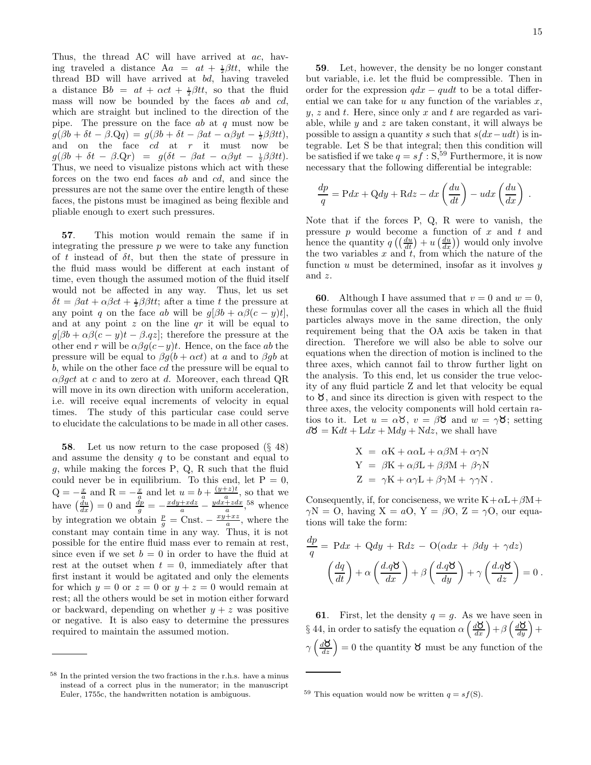Thus, the thread AC will have arrived at $ac$, having traveled a distance $\mathrm{A}a = at + \frac{1}{2}\beta tt$, while the thread BD will have arrived at $bd$, having traveled a distance $\mathrm{B}b = at + \alpha ct + \frac{1}{2}\beta tt$, so that the fluid mass will now be bounded by the faces $ab$ and $cd$, which are straight but inclined to the direction of the pipe. The pressure on the face $ab$ at $q$ must now be $g(\beta b + \delta t - \beta.\mathrm{Q}q) = g(\beta b + \delta t - \beta at - \alpha\beta yt - \frac{1}{2}\beta\beta tt)$, and on the face $cd$ at $r$ it must now be $g(\beta b + \delta t - \beta.\mathrm{Q}r) = g(\delta t - \beta at - \alpha\beta yt - \frac{1}{2}\beta\beta tt)$. Thus, we need to visualize pistons which act with these forces on the two end faces $ab$ and $cd$, and since the pressures are not the same over the entire length of these faces, the pistons must be imagined as being flexible and pliable enough to exert such pressures.

**57**. This motion would remain the same if in integrating the pressure $p$ we were to take any function of $t$ instead of $\delta t$, but then the state of pressure in the fluid mass would be different at each instant of time, even though the assumed motion of the fluid itself would not be affected in any way. Thus, let us set $\delta t = \beta at + \alpha\beta ct + \frac{1}{2}\beta\beta tt$; after a time $t$ the pressure at any point $q$ on the face $ab$ will be $g[\beta b + \alpha\beta(c-y)t]$, and at any point $z$ on the line $qr$ it will be equal to $g[\beta b + \alpha\beta(c-y)t - \beta.qz]$; therefore the pressure at the other end $r$ will be $\alpha\beta g(c-y)t$. Hence, on the face $ab$ the pressure will be equal to $\beta g(b + \alpha ct)$ at $a$ and to $\beta gb$ at $b$, while on the other face $cd$ the pressure will be equal to $\alpha\beta gct$ at $c$ and to zero at $d$. Moreover, each thread QR will move in its own direction with uniform acceleration, i.e. will receive equal increments of velocity in equal times. The study of this particular case could serve to elucidate the calculations to be made in all other cases.

**58**. Let us now return to the case proposed (§ 48) and assume the density $q$ to be constant and equal to $g$, while making the forces P, Q, R such that the fluid could never be in equilibrium. To this end, let $\mathrm{P} = 0$, $\mathrm{Q} = -\frac{x}{a}$ and $\mathrm{R} = -\frac{x}{a}$ and let $u = b + \frac{(y+z)t}{a}$, so that we have $\left(\frac{du}{dx}\right) = 0$ and $\frac{dp}{g} = -\frac{xdy+xdz}{a} - \frac{ydx+zdx}{a}$,[58] whence by integration we obtain $\frac{p}{g} = \mathrm{Cnst.} - \frac{xy+xz}{a}$, where the constant may contain time in any way. Thus, it is not possible for the entire fluid mass ever to remain at rest, since even if we set $b = 0$ in order to have the fluid at rest at the outset when $t = 0$, immediately after that first instant it would be agitated and only the elements for which $y = 0$ or $z = 0$ or $y + z = 0$ would remain at rest; all the others would be set in motion either forward or backward, depending on whether $y + z$ was positive or negative. It is also easy to determine the pressures required to maintain the assumed motion.

**59**. Let, however, the density be no longer constant but variable, i.e. let the fluid be compressible. Then in order for the expression $qdx - qudt$ to be a total differential we can take for $u$ any function of the variables $x$, $y$, $z$ and $t$. Here, since only $x$ and $t$ are regarded as variable, while $y$ and $z$ are taken constant, it will always be possible to assign a quantity $s$ such that $s(dx - udt)$ is integrable. Let S be that integral; then this condition will be satisfied if we take $q = sf : \mathrm{S}$,[59] Furthermore, it is now necessary that the following differential be integrable:

$$\frac{dp}{q} = \mathrm{P}dx + \mathrm{Q}dy + \mathrm{R}dz - dx\left(\frac{du}{dt}\right) - udx\left(\frac{du}{dx}\right) .$$

Note that if the forces P, Q, R were to vanish, the pressure $p$ would become a function of $x$ and $t$ and hence the quantity $q\left(\left(\frac{du}{dt}\right) + u\left(\frac{du}{dx}\right)\right)$ would only involve the two variables $x$ and $t$, from which the nature of the function $u$ must be determined, insofar as it involves $y$ and $z$.

**60**. Although I have assumed that $v = 0$ and $w = 0$, these formulas cover all the cases in which all the fluid particles always move in the same direction, the only requirement being that the OA axis be taken in that direction. Therefore we will also be able to solve our equations when the direction of motion is inclined to the three axes, which cannot fail to throw further light on the analysis. To this end, let us consider the true velocity of any fluid particle Z and let that velocity be equal to ♉, and since its direction is given with respect to the three axes, the velocity components will hold certain ratios to it. Let $u = \alpha$♉, $v = \beta$♉ and $w = \gamma$♉; setting $d$♉ $= \mathrm{K}dt + \mathrm{L}dx + \mathrm{M}dy + \mathrm{N}dz$, we shall have

$$\begin{aligned}
\mathrm{X} &= \alpha\mathrm{K} + \alpha\alpha\mathrm{L} + \alpha\beta\mathrm{M} + \alpha\gamma\mathrm{N} \\
\mathrm{Y} &= \beta\mathrm{K} + \alpha\beta\mathrm{L} + \beta\beta\mathrm{M} + \beta\gamma\mathrm{N} \\
\mathrm{Z} &= \gamma\mathrm{K} + \alpha\gamma\mathrm{L} + \beta\gamma\mathrm{M} + \gamma\gamma\mathrm{N} .
\end{aligned}$$

Consequently, if, for conciseness, we write $\mathrm{K} + \alpha\mathrm{L} + \beta\mathrm{M} + \gamma\mathrm{N} = \mathrm{O}$, having $\mathrm{X} = a\mathrm{O}$, $\mathrm{Y} = \beta\mathrm{O}$, $\mathrm{Z} = \gamma\mathrm{O}$, our equations will take the form:

$$\frac{dp}{q} = \mathrm{P}dx + \mathrm{Q}dy + \mathrm{R}dz - \mathrm{O}(\alpha dx + \beta dy + \gamma dz)$$

$$\left(\frac{dq}{dt}\right) + \alpha\left(\frac{d.q\text{♉}}{dx}\right) + \beta\left(\frac{d.q\text{♉}}{dy}\right) + \gamma\left(\frac{d.q\text{♉}}{dz}\right) = 0 .$$

**61**. First, let the density $q = g$. As we have seen in § 44, in order to satisfy the equation $\alpha\left(\frac{d\text{♉}}{dx}\right) + \beta\left(\frac{d\text{♉}}{dy}\right) + \gamma\left(\frac{d\text{♉}}{dz}\right) = 0$ the quantity ♉ must be any function of the

---

[58] In the printed version the two fractions in the r.h.s. have a minus instead of a correct plus in the numerator; in the manuscript Euler, 1755c, the handwritten notation is ambiguous.

[59] This equation would now be written $q = sf(\mathrm{S})$.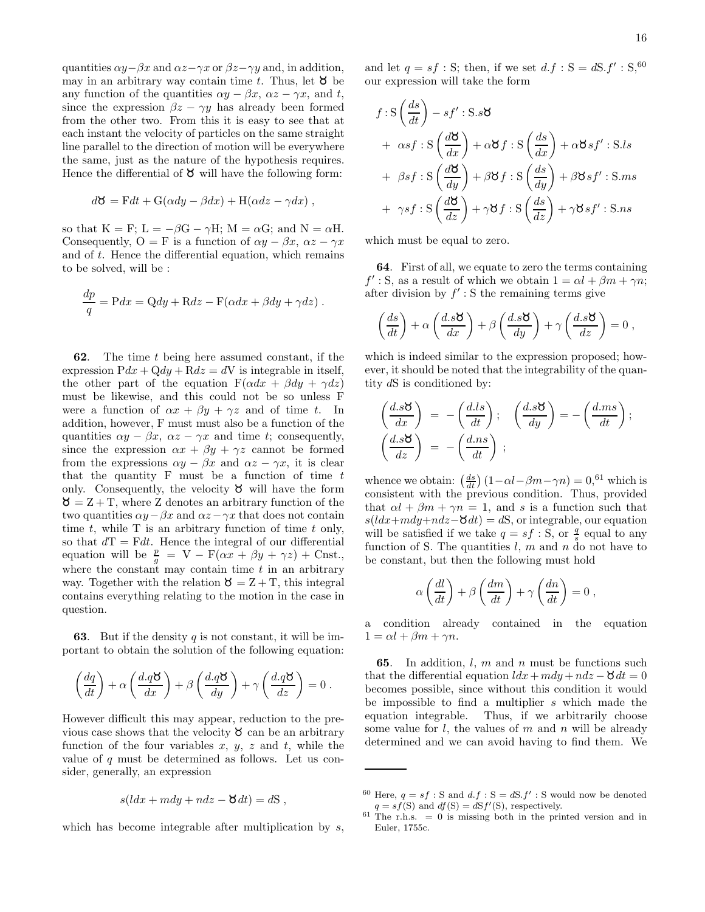quantities $\alpha y-\beta x$ and $\alpha z-\gamma x$ or $\beta z-\gamma y$ and, in addition, may in an arbitrary way contain time $t$. Thus, let $\mho$ be any function of the quantities $\alpha y-\beta x$, $\alpha z-\gamma x$, and $t$, since the expression $\beta z-\gamma y$ has already been formed from the other two. From this it is easy to see that at each instant the velocity of particles on the same straight line parallel to the direction of motion will be everywhere the same, just as the nature of the hypothesis requires. Hence the differential of $\mho$ will have the following form:

$$d\mho = \mathrm{F}dt + \mathrm{G}(\alpha dy - \beta dx) + \mathrm{H}(\alpha dz - \gamma dx) \,,$$

so that $\mathrm{K}=\mathrm{F}$; $\mathrm{L}=-\beta\mathrm{G}-\gamma\mathrm{H}$; $\mathrm{M}=\alpha\mathrm{G}$; and $\mathrm{N}=\alpha\mathrm{H}$. Consequently, $\mathrm{O}=\mathrm{F}$ is a function of $\alpha y-\beta x$, $\alpha z-\gamma x$ and of $t$. Hence the differential equation, which remains to be solved, will be :

$$\frac{dp}{q} = \mathrm{P}dx = \mathrm{Q}dy + \mathrm{R}dz - \mathrm{F}(\alpha dx + \beta dy + \gamma dz) \,.$$

**62**. The time $t$ being here assumed constant, if the expression $\mathrm{P}dx+\mathrm{Q}dy+\mathrm{R}dz=d\mathrm{V}$ is integrable in itself, the other part of the equation $\mathrm{F}(\alpha dx+\beta dy+\gamma dz)$ must be likewise, and this could not be so unless F were a function of $\alpha x+\beta y+\gamma z$ and of time $t$. In addition, however, F must must also be a function of the quantities $\alpha y-\beta x$, $\alpha z-\gamma x$ and time $t$; consequently, since the expression $\alpha x+\beta y+\gamma z$ cannot be formed from the expressions $\alpha y-\beta x$ and $\alpha z-\gamma x$, it is clear that the quantity F must be a function of time $t$ only. Consequently, the velocity $\mho$ will have the form $\mho=\mathrm{Z}+\mathrm{T}$, where Z denotes an arbitrary function of the two quantities $\alpha y-\beta x$ and $\alpha z-\gamma x$ that does not contain time $t$, while T is an arbitrary function of time $t$ only, so that $d\mathrm{T}=\mathrm{F}dt$. Hence the integral of our differential equation will be $\frac{p}{g}=\mathrm{V}-\mathrm{F}(\alpha x+\beta y+\gamma z)+\mathrm{Cnst.}$, where the constant may contain time $t$ in an arbitrary way. Together with the relation $\mho=\mathrm{Z}+\mathrm{T}$, this integral contains everything relating to the motion in the case in question.

**63**. But if the density $q$ is not constant, it will be important to obtain the solution of the following equation:

$$\left(\frac{dq}{dt}\right) + \alpha\left(\frac{d.q\mho}{dx}\right) + \beta\left(\frac{d.q\mho}{dy}\right) + \gamma\left(\frac{d.q\mho}{dz}\right) = 0 \,.$$

However difficult this may appear, reduction to the previous case shows that the velocity $\mho$ can be an arbitrary function of the four variables $x$, $y$, $z$ and $t$, while the value of $q$ must be determined as follows. Let us consider, generally, an expression

$$s(ldx + mdy + ndz - \mho\, dt) = d\mathrm{S} \,,$$

which has become integrable after multiplication by $s$, and let $q=sf:\mathrm{S}$; then, if we set $d.f:\mathrm{S}=d\mathrm{S}.f':\mathrm{S}$,[60] our expression will take the form

$$\begin{aligned}
& f:\mathrm{S}\left(\frac{ds}{dt}\right) - sf':\mathrm{S}.s\mho \\
&+\ \alpha sf:\mathrm{S}\left(\frac{d\mho}{dx}\right) + \alpha\mho f:\mathrm{S}\left(\frac{ds}{dx}\right) + \alpha\mho sf':\mathrm{S}.ls \\
&+\ \beta sf:\mathrm{S}\left(\frac{d\mho}{dy}\right) + \beta\mho f:\mathrm{S}\left(\frac{ds}{dy}\right) + \beta\mho sf':\mathrm{S}.ms \\
&+\ \gamma sf:\mathrm{S}\left(\frac{d\mho}{dz}\right) + \gamma\mho f:\mathrm{S}\left(\frac{ds}{dz}\right) + \gamma\mho sf':\mathrm{S}.ns
\end{aligned}$$

which must be equal to zero.

**64**. First of all, we equate to zero the terms containing $f':\mathrm{S}$, as a result of which we obtain $1=\alpha l+\beta m+\gamma n$; after division by $f':\mathrm{S}$ the remaining terms give

$$\left(\frac{ds}{dt}\right) + \alpha\left(\frac{d.s\mho}{dx}\right) + \beta\left(\frac{d.s\mho}{dy}\right) + \gamma\left(\frac{d.s\mho}{dz}\right) = 0 \,,$$

which is indeed similar to the expression proposed; however, it should be noted that the integrability of the quantity $d\mathrm{S}$ is conditioned by:

$$\begin{aligned}
\left(\frac{d.s\mho}{dx}\right) &= -\left(\frac{d.ls}{dt}\right); \quad \left(\frac{d.s\mho}{dy}\right) = -\left(\frac{d.ms}{dt}\right); \\
\left(\frac{d.s\mho}{dz}\right) &= -\left(\frac{d.ns}{dt}\right);
\end{aligned}$$

whence we obtain: $\left(\frac{ds}{dt}\right)(1-\alpha l-\beta m-\gamma n)=0$,[61] which is consistent with the previous condition. Thus, provided that $\alpha l+\beta m+\gamma n=1$, and $s$ is a function such that $s(ldx+mdy+ndz-\mho dt)=d\mathrm{S}$, or integrable, our equation will be satisfied if we take $q=sf:\mathrm{S}$, or $\frac{q}{s}$ equal to any function of S. The quantities $l$, $m$ and $n$ do not have to be constant, but then the following must hold

$$\alpha\left(\frac{dl}{dt}\right) + \beta\left(\frac{dm}{dt}\right) + \gamma\left(\frac{dn}{dt}\right) = 0 \,,$$

a condition already contained in the equation $1=\alpha l+\beta m+\gamma n$.

**65**. In addition, $l$, $m$ and $n$ must be functions such that the differential equation $ldx+mdy+ndz-\mho dt=0$ becomes possible, since without this condition it would be impossible to find a multiplier $s$ which made the equation integrable. Thus, if we arbitrarily choose some value for $l$, the values of $m$ and $n$ will be already determined and we can avoid having to find them. We

---

[60] Here, $q=sf:\mathrm{S}$ and $d.f:\mathrm{S}=d\mathrm{S}.f':\mathrm{S}$ would now be denoted $q=sf(\mathrm{S})$ and $df(\mathrm{S})=d\mathrm{S}f'(\mathrm{S})$, respectively.

[61] The r.h.s. $=0$ is missing both in the printed version and in Euler, 1755c.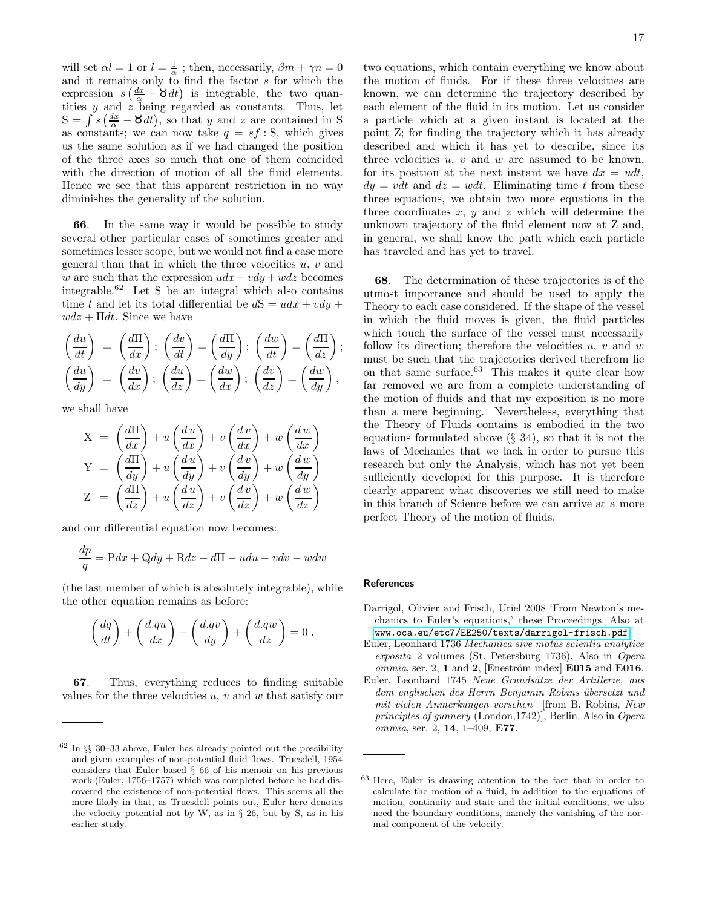will set $\alpha l = 1$ or $l = \frac{1}{\alpha}$ ; then, necessarily, $\beta m + \gamma n = 0$ and it remains only to find the factor $s$ for which the expression $s\left(\frac{dx}{\alpha} - \mho dt\right)$ is integrable, the two quantities $y$ and $z$ being regarded as constants. Thus, let $\mathrm{S} = \int s\left(\frac{dx}{\alpha} - \mho dt\right)$, so that $y$ and $z$ are contained in S as constants; we can now take $q = sf : \mathrm{S}$, which gives us the same solution as if we had changed the position of the three axes so much that one of them coincided with the direction of motion of all the fluid elements. Hence we see that this apparent restriction in no way diminishes the generality of the solution.

**66**. In the same way it would be possible to study several other particular cases of sometimes greater and sometimes lesser scope, but we would not find a case more general than that in which the three velocities $u$, $v$ and $w$ are such that the expression $udx + vdy + wdz$ becomes integrable.[62] Let S be an integral which also contains time $t$ and let its total differential be $d\mathrm{S} = udx + vdy + wdz + \Pi dt$. Since we have

$$\left(\frac{du}{dt}\right) = \left(\frac{d\Pi}{dx}\right); \left(\frac{dv}{dt}\right) = \left(\frac{d\Pi}{dy}\right); \left(\frac{dw}{dt}\right) = \left(\frac{d\Pi}{dz}\right);$$
$$\left(\frac{du}{dy}\right) = \left(\frac{dv}{dx}\right); \left(\frac{du}{dz}\right) = \left(\frac{dw}{dx}\right); \left(\frac{dv}{dz}\right) = \left(\frac{dw}{dy}\right),$$

we shall have

$$\mathrm{X} = \left(\frac{d\Pi}{dx}\right) + u\left(\frac{d\,u}{dx}\right) + v\left(\frac{d\,v}{dx}\right) + w\left(\frac{d\,w}{dx}\right)$$
$$\mathrm{Y} = \left(\frac{d\Pi}{dy}\right) + u\left(\frac{d\,u}{dy}\right) + v\left(\frac{d\,v}{dy}\right) + w\left(\frac{d\,w}{dy}\right)$$
$$\mathrm{Z} = \left(\frac{d\Pi}{dz}\right) + u\left(\frac{d\,u}{dz}\right) + v\left(\frac{d\,v}{dz}\right) + w\left(\frac{d\,w}{dz}\right)$$

and our differential equation now becomes:

$$\frac{dp}{q} = \mathrm{P}dx + \mathrm{Q}dy + \mathrm{R}dz - d\Pi - udu - vdv - wdw$$

(the last member of which is absolutely integrable), while the other equation remains as before:

$$\left(\frac{dq}{dt}\right) + \left(\frac{d.qu}{dx}\right) + \left(\frac{d.qv}{dy}\right) + \left(\frac{d.qw}{dz}\right) = 0\,.$$

**67**. Thus, everything reduces to finding suitable values for the three velocities $u$, $v$ and $w$ that satisfy our two equations, which contain everything we know about the motion of fluids. For if these three velocities are known, we can determine the trajectory described by each element of the fluid in its motion. Let us consider a particle which at a given instant is located at the point Z; for finding the trajectory which it has already described and which it has yet to describe, since its three velocities $u$, $v$ and $w$ are assumed to be known, for its position at the next instant we have $dx = udt$, $dy = vdt$ and $dz = wdt$. Eliminating time $t$ from these three equations, we obtain two more equations in the three coordinates $x$, $y$ and $z$ which will determine the unknown trajectory of the fluid element now at Z and, in general, we shall know the path which each particle has traveled and has yet to travel.

**68**. The determination of these trajectories is of the utmost importance and should be used to apply the Theory to each case considered. If the shape of the vessel in which the fluid moves is given, the fluid particles which touch the surface of the vessel must necessarily follow its direction; therefore the velocities $u$, $v$ and $w$ must be such that the trajectories derived therefrom lie on that same surface.[63] This makes it quite clear how far removed we are from a complete understanding of the motion of fluids and that my exposition is no more than a mere beginning. Nevertheless, everything that the Theory of Fluids contains is embodied in the two equations formulated above (§ 34), so that it is not the laws of Mechanics that we lack in order to pursue this research but only the Analysis, which has not yet been sufficiently developed for this purpose. It is therefore clearly apparent what discoveries we still need to make in this branch of Science before we can arrive at a more perfect Theory of the motion of fluids.

## References

Darrigol, Olivier and Frisch, Uriel 2008 'From Newton's mechanics to Euler's equations,' these Proceedings. Also at www.oca.eu/etc7/EE250/texts/darrigol-frisch.pdf.

Euler, Leonhard 1736 *Mechanica sive motus scientia analytice exposita* 2 volumes (St. Petersburg 1736). Also in *Opera ommia*, ser. 2, **1** and **2**, [Eneström index] **E015** and **E016**.

Euler, Leonhard 1745 *Neue Grundsätze der Artillerie, aus dem englischen des Herrn Benjamin Robins übersetzt und mit vielen Anmerkungen versehen* [from B. Robins, *New principles of gunnery* (London,1742)], Berlin. Also in *Opera ommia*, ser. 2, **14**, 1–409, **E77**.

---

[62] In §§ 30–33 above, Euler has already pointed out the possibility and given examples of non-potential fluid flows. Truesdell, 1954 considers that Euler based § 66 of his memoir on his previous work (Euler, 1756–1757) which was completed before he had discovered the existence of non-potential flows. This seems all the more likely in that, as Truesdell points out, Euler here denotes the velocity potential not by W, as in § 26, but by S, as in his earlier study.

[63] Here, Euler is drawing attention to the fact that in order to calculate the motion of a fluid, in addition to the equations of motion, continuity and state and the initial conditions, we also need the boundary conditions, namely the vanishing of the normal component of the velocity.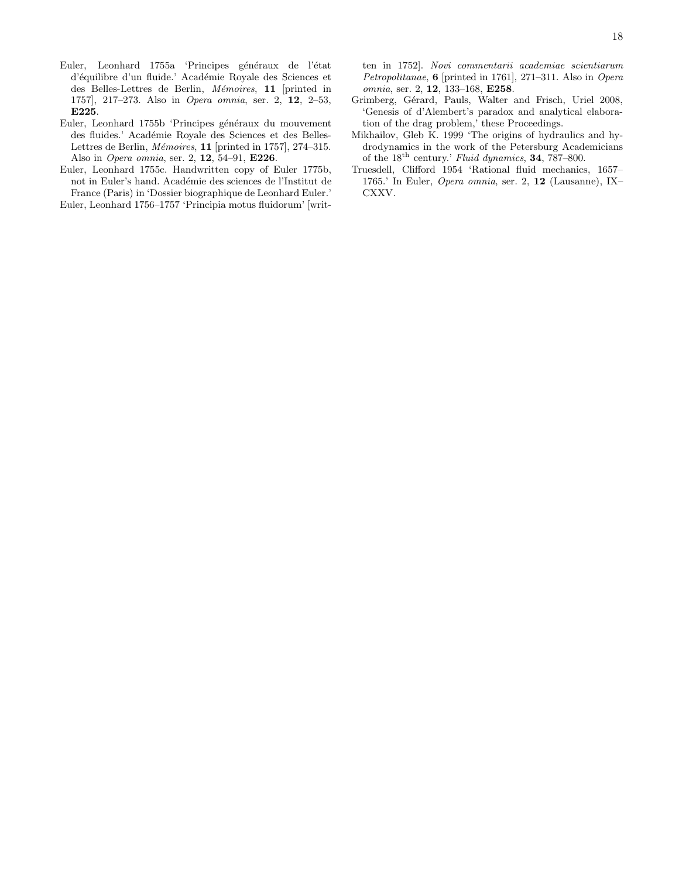Euler, Leonhard 1755a 'Principes généraux de l'état d'équilibre d'un fluide.' Académie Royale des Sciences et des Belles-Lettres de Berlin, *Mémoires*, **11** [printed in 1757], 217–273. Also in *Opera omnia*, ser. 2, **12**, 2–53, **E225**.

Euler, Leonhard 1755b 'Principes généraux du mouvement des fluides.' Académie Royale des Sciences et des Belles-Lettres de Berlin, *Mémoires*, **11** [printed in 1757], 274–315. Also in *Opera omnia*, ser. 2, **12**, 54–91, **E226**.

Euler, Leonhard 1755c. Handwritten copy of Euler 1775b, not in Euler's hand. Académie des sciences de l'Institut de France (Paris) in 'Dossier biographique de Leonhard Euler.'

Euler, Leonhard 1756–1757 'Principia motus fluidorum' [written in 1752]. *Novi commentarii academiae scientiarum Petropolitanae*, **6** [printed in 1761], 271–311. Also in *Opera omnia*, ser. 2, **12**, 133–168, **E258**.

Grimberg, Gérard, Pauls, Walter and Frisch, Uriel 2008, 'Genesis of d'Alembert's paradox and analytical elaboration of the drag problem,' these Proceedings.

Mikhailov, Gleb K. 1999 'The origins of hydraulics and hydrodynamics in the work of the Petersburg Academicians of the 18th century.' *Fluid dynamics*, **34**, 787–800.

Truesdell, Clifford 1954 'Rational fluid mechanics, 1657–1765.' In Euler, *Opera omnia*, ser. 2, **12** (Lausanne), IX–CXXV.